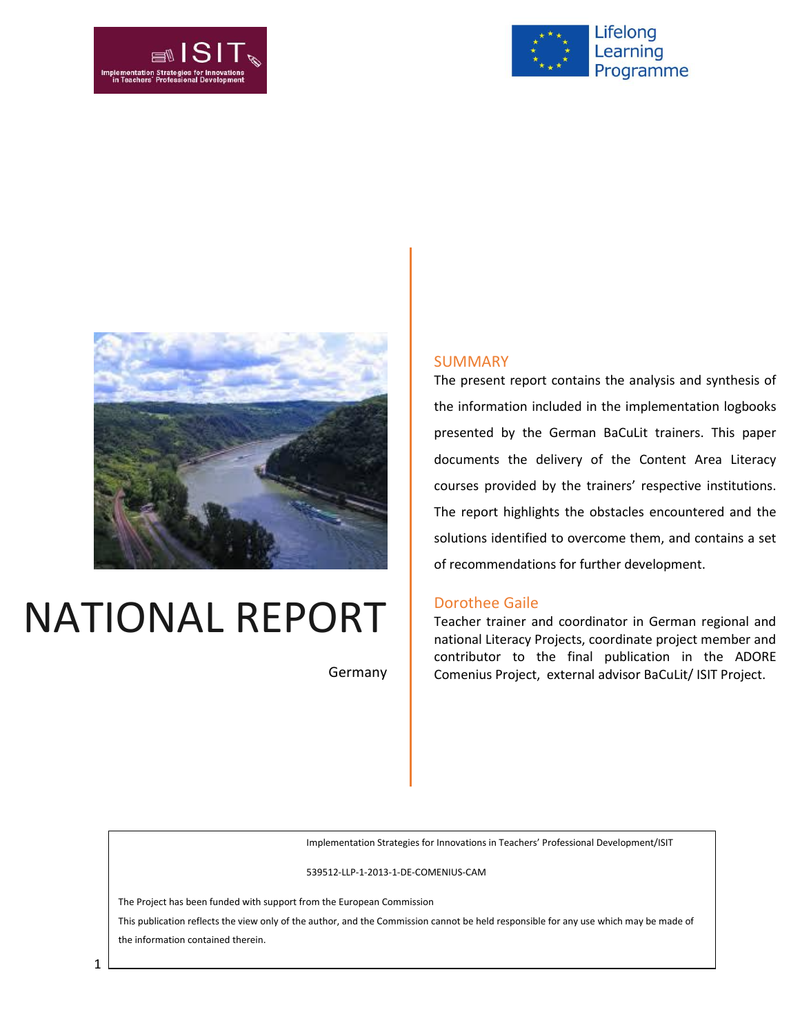# NATIONAL REPORT

Germany

## SUMMARY

The present report contains the analysis and synthesis of the information included in the implementation logbooks presented by the German BaCuLit trainers. This paper documents the delivery of the Content Area Literacy courses provided by the trainers' respective institutions. The report highlights the obstacles encountered and the solutions identified to overcome them, and contains a set of recommendations for further development.

## Dorothee Gaile

Teacher trainer and coordinator in German regional and national Literacy Projects, coordinate project member and contributor to the final publication in the ADORE Comenius Project, external advisor BaCuLit/ ISIT Project.

Implementation Strategies for Innovations in Teachers' Professional Development/ISIT

539512-LLP-1-2013-1-DE-COMENIUS-CAM

The Project has been funded with support from the European Commission

This publication reflects the view only of the author, and the Commission cannot be held responsible for any use which may be made of the information contained therein.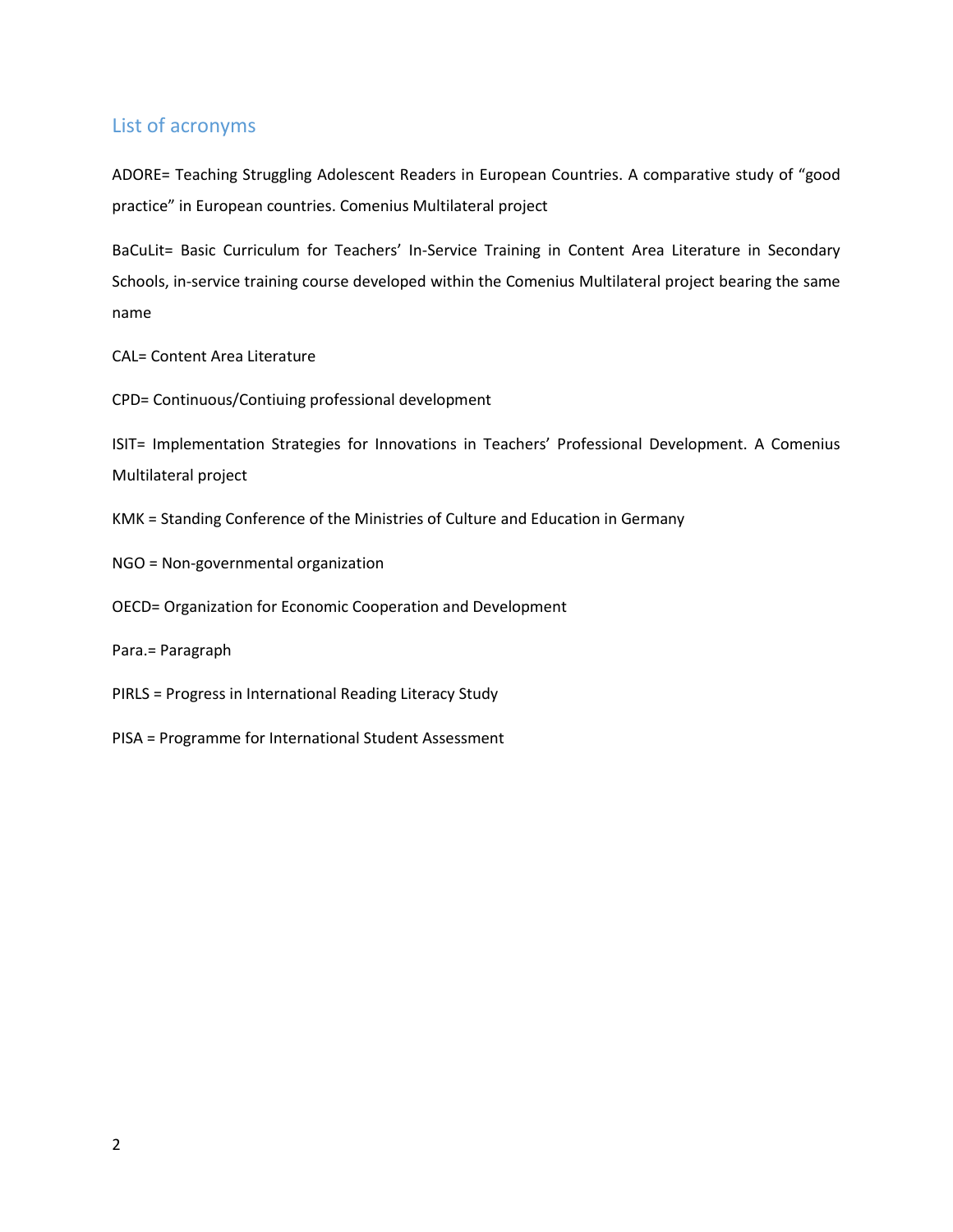## List of acronyms

ADORE= Teaching Struggling Adolescent Readers in European Countries. A comparative study of "good practice" in European countries. Comenius Multilateral project

BaCuLit= Basic Curriculum for Teachers' In-Service Training in Content Area Literature in Secondary Schools, in-service training course developed within the Comenius Multilateral project bearing the same name

CAL= Content Area Literature

CPD= Continuous/Contiuing professional development

ISIT= Implementation Strategies for Innovations in Teachers' Professional Development. A Comenius Multilateral project

KMK = Standing Conference of the Ministries of Culture and Education in Germany

NGO = Non-governmental organization

OECD= Organization for Economic Cooperation and Development

Para.= Paragraph

PIRLS = Progress in International Reading Literacy Study

PISA = Programme for International Student Assessment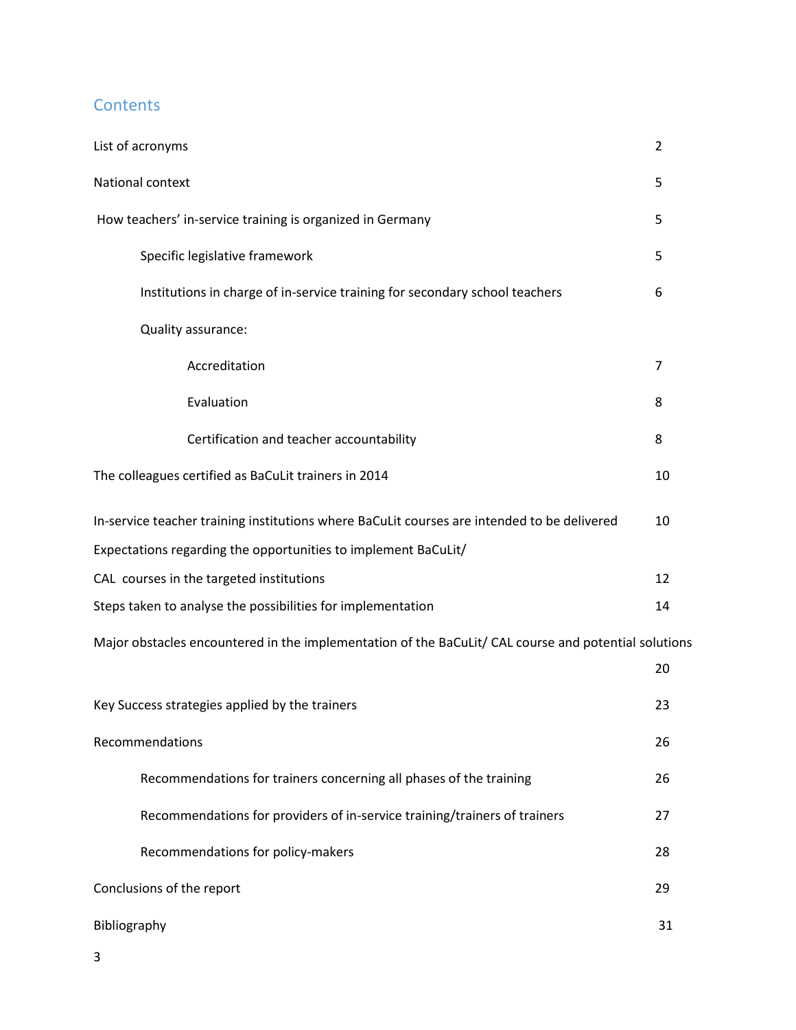## Contents

| | |
|---|---|
| List of acronyms | 2 |
| National context | 5 |
| How teachers' in-service training is organized in Germany | 5 |
| Specific legislative framework | 5 |
| Institutions in charge of in-service training for secondary school teachers | 6 |
| Quality assurance: | |
| Accreditation | 7 |
| Evaluation | 8 |
| Certification and teacher accountability | 8 |
| The colleagues certified as BaCuLit trainers in 2014 | 10 |
| In-service teacher training institutions where BaCuLit courses are intended to be delivered | 10 |
| Expectations regarding the opportunities to implement BaCuLit/ CAL courses in the targeted institutions | 12 |
| Steps taken to analyse the possibilities for implementation | 14 |
| Major obstacles encountered in the implementation of the BaCuLit/ CAL course and potential solutions | 20 |
| Key Success strategies applied by the trainers | 23 |
| Recommendations | 26 |
| Recommendations for trainers concerning all phases of the training | 26 |
| Recommendations for providers of in-service training/trainers of trainers | 27 |
| Recommendations for policy-makers | 28 |
| Conclusions of the report | 29 |
| Bibliography | 31 |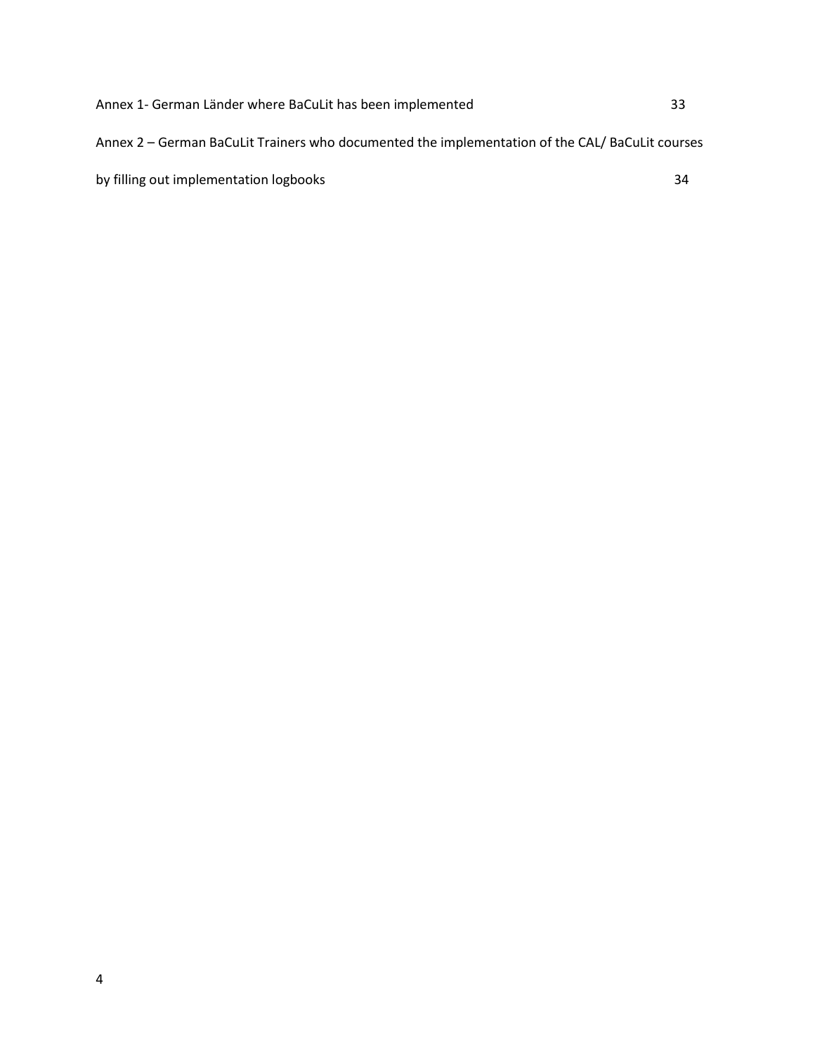Annex 1- German Länder where BaCuLit has been implemented 33

Annex 2 – German BaCuLit Trainers who documented the implementation of the CAL/ BaCuLit courses by filling out implementation logbooks 34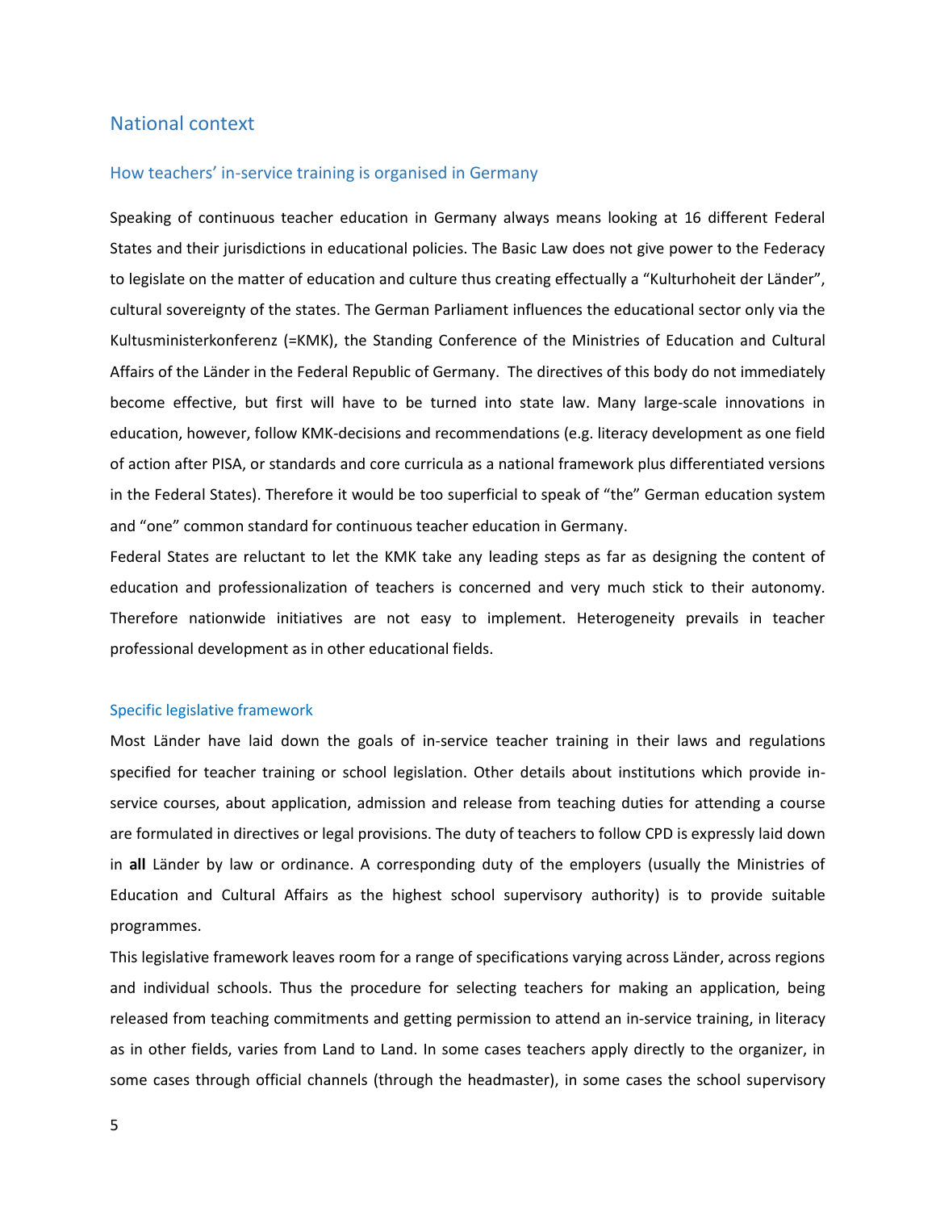## National context

### How teachers' in-service training is organised in Germany

Speaking of continuous teacher education in Germany always means looking at 16 different Federal States and their jurisdictions in educational policies. The Basic Law does not give power to the Federacy to legislate on the matter of education and culture thus creating effectually a "Kulturhoheit der Länder", cultural sovereignty of the states. The German Parliament influences the educational sector only via the Kultusministerkonferenz (=KMK), the Standing Conference of the Ministries of Education and Cultural Affairs of the Länder in the Federal Republic of Germany. The directives of this body do not immediately become effective, but first will have to be turned into state law. Many large-scale innovations in education, however, follow KMK-decisions and recommendations (e.g. literacy development as one field of action after PISA, or standards and core curricula as a national framework plus differentiated versions in the Federal States). Therefore it would be too superficial to speak of "the" German education system and "one" common standard for continuous teacher education in Germany.

Federal States are reluctant to let the KMK take any leading steps as far as designing the content of education and professionalization of teachers is concerned and very much stick to their autonomy. Therefore nationwide initiatives are not easy to implement. Heterogeneity prevails in teacher professional development as in other educational fields.

#### Specific legislative framework

Most Länder have laid down the goals of in-service teacher training in their laws and regulations specified for teacher training or school legislation. Other details about institutions which provide in-service courses, about application, admission and release from teaching duties for attending a course are formulated in directives or legal provisions. The duty of teachers to follow CPD is expressly laid down in **all** Länder by law or ordinance. A corresponding duty of the employers (usually the Ministries of Education and Cultural Affairs as the highest school supervisory authority) is to provide suitable programmes.

This legislative framework leaves room for a range of specifications varying across Länder, across regions and individual schools. Thus the procedure for selecting teachers for making an application, being released from teaching commitments and getting permission to attend an in-service training, in literacy as in other fields, varies from Land to Land. In some cases teachers apply directly to the organizer, in some cases through official channels (through the headmaster), in some cases the school supervisory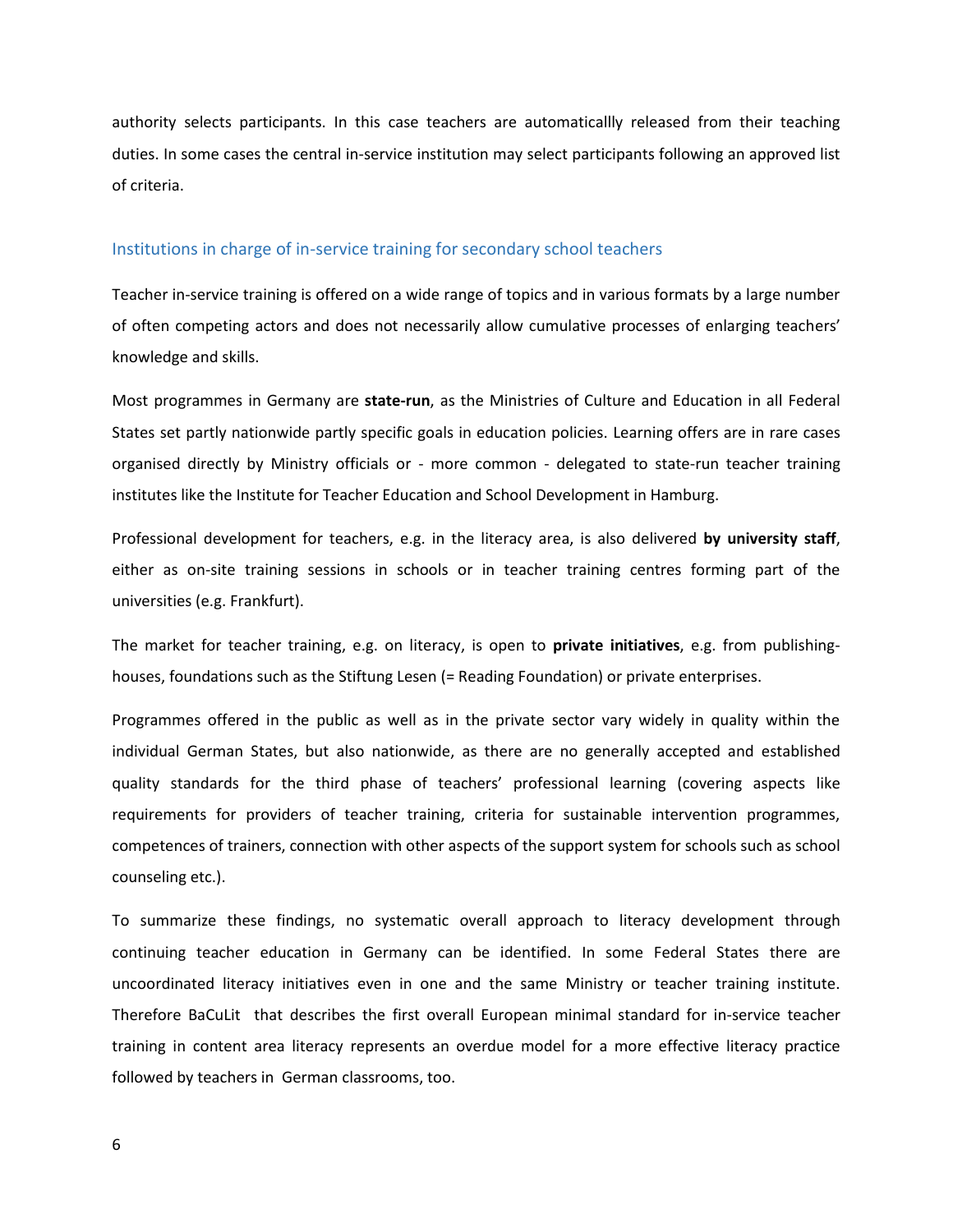authority selects participants. In this case teachers are automaticallly released from their teaching duties. In some cases the central in-service institution may select participants following an approved list of criteria.

## Institutions in charge of in-service training for secondary school teachers

Teacher in-service training is offered on a wide range of topics and in various formats by a large number of often competing actors and does not necessarily allow cumulative processes of enlarging teachers' knowledge and skills.

Most programmes in Germany are **state-run**, as the Ministries of Culture and Education in all Federal States set partly nationwide partly specific goals in education policies. Learning offers are in rare cases organised directly by Ministry officials or - more common - delegated to state-run teacher training institutes like the Institute for Teacher Education and School Development in Hamburg.

Professional development for teachers, e.g. in the literacy area, is also delivered **by university staff**, either as on-site training sessions in schools or in teacher training centres forming part of the universities (e.g. Frankfurt).

The market for teacher training, e.g. on literacy, is open to **private initiatives**, e.g. from publishing-houses, foundations such as the Stiftung Lesen (= Reading Foundation) or private enterprises.

Programmes offered in the public as well as in the private sector vary widely in quality within the individual German States, but also nationwide, as there are no generally accepted and established quality standards for the third phase of teachers' professional learning (covering aspects like requirements for providers of teacher training, criteria for sustainable intervention programmes, competences of trainers, connection with other aspects of the support system for schools such as school counseling etc.).

To summarize these findings, no systematic overall approach to literacy development through continuing teacher education in Germany can be identified. In some Federal States there are uncoordinated literacy initiatives even in one and the same Ministry or teacher training institute. Therefore BaCuLit that describes the first overall European minimal standard for in-service teacher training in content area literacy represents an overdue model for a more effective literacy practice followed by teachers in German classrooms, too.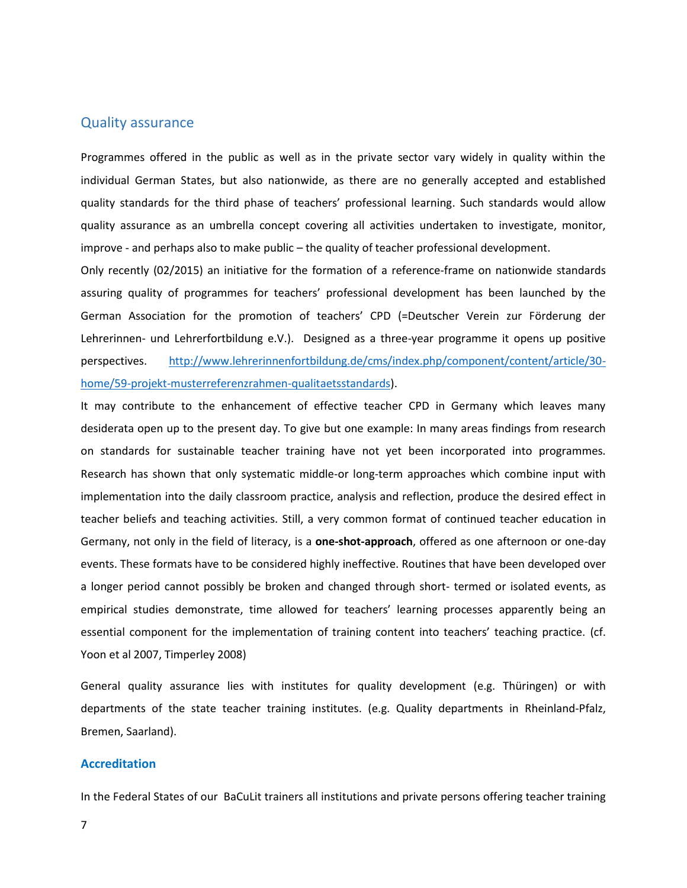## Quality assurance

Programmes offered in the public as well as in the private sector vary widely in quality within the individual German States, but also nationwide, as there are no generally accepted and established quality standards for the third phase of teachers' professional learning. Such standards would allow quality assurance as an umbrella concept covering all activities undertaken to investigate, monitor, improve - and perhaps also to make public – the quality of teacher professional development.

Only recently (02/2015) an initiative for the formation of a reference-frame on nationwide standards assuring quality of programmes for teachers' professional development has been launched by the German Association for the promotion of teachers' CPD (=Deutscher Verein zur Förderung der Lehrerinnen- und Lehrerfortbildung e.V.). Designed as a three-year programme it opens up positive perspectives. [http://www.lehrerinnenfortbildung.de/cms/index.php/component/content/article/30-home/59-projekt-musterreferenzrahmen-qualitaetsstandards](http://www.lehrerinnenfortbildung.de/cms/index.php/component/content/article/30-home/59-projekt-musterreferenzrahmen-qualitaetsstandards)).

It may contribute to the enhancement of effective teacher CPD in Germany which leaves many desiderata open up to the present day. To give but one example: In many areas findings from research on standards for sustainable teacher training have not yet been incorporated into programmes. Research has shown that only systematic middle-or long-term approaches which combine input with implementation into the daily classroom practice, analysis and reflection, produce the desired effect in teacher beliefs and teaching activities. Still, a very common format of continued teacher education in Germany, not only in the field of literacy, is a **one-shot-approach**, offered as one afternoon or one-day events. These formats have to be considered highly ineffective. Routines that have been developed over a longer period cannot possibly be broken and changed through short- termed or isolated events, as empirical studies demonstrate, time allowed for teachers' learning processes apparently being an essential component for the implementation of training content into teachers' teaching practice. (cf. Yoon et al 2007, Timperley 2008)

General quality assurance lies with institutes for quality development (e.g. Thüringen) or with departments of the state teacher training institutes. (e.g. Quality departments in Rheinland-Pfalz, Bremen, Saarland).

### Accreditation

In the Federal States of our BaCuLit trainers all institutions and private persons offering teacher training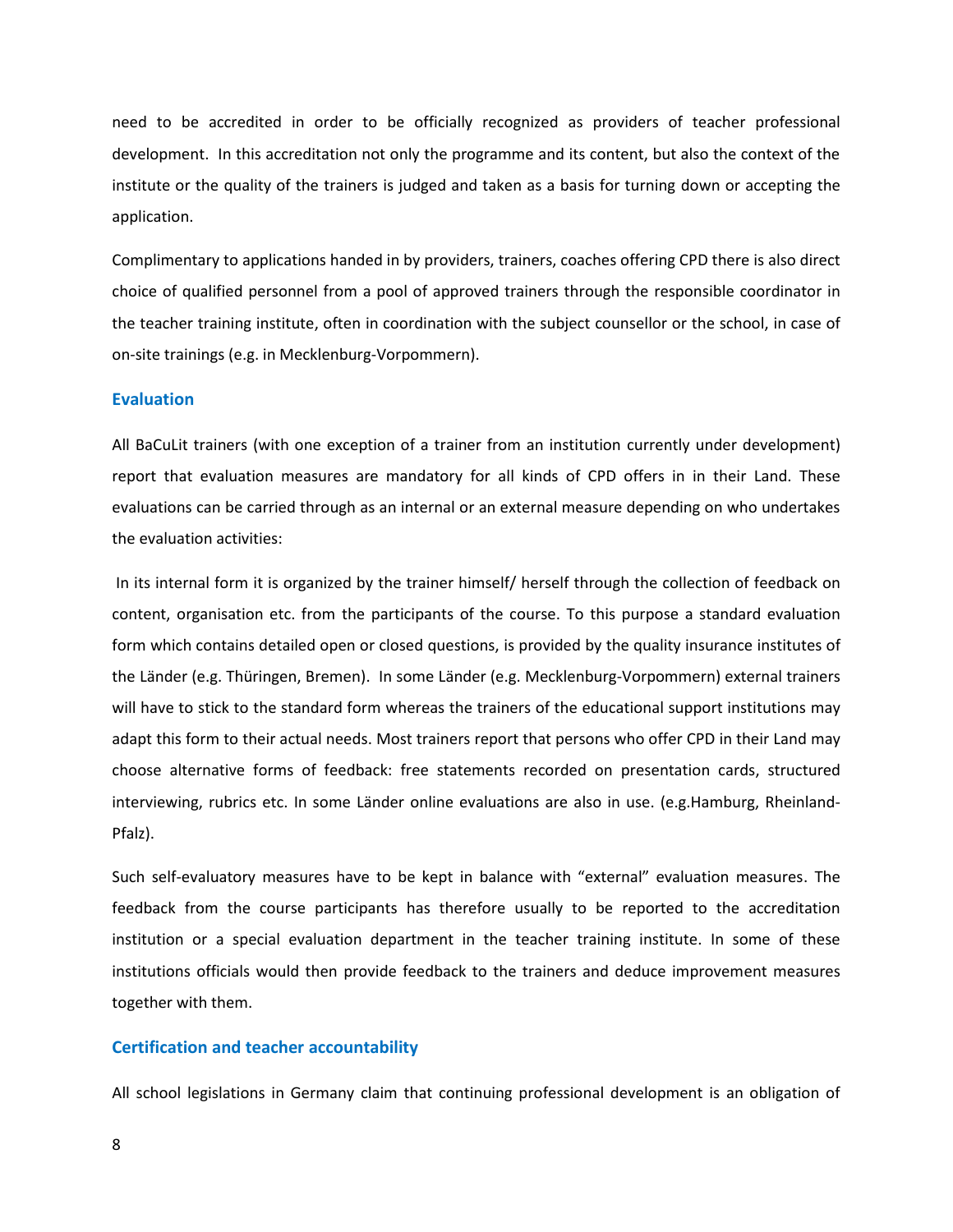need to be accredited in order to be officially recognized as providers of teacher professional development. In this accreditation not only the programme and its content, but also the context of the institute or the quality of the trainers is judged and taken as a basis for turning down or accepting the application.

Complimentary to applications handed in by providers, trainers, coaches offering CPD there is also direct choice of qualified personnel from a pool of approved trainers through the responsible coordinator in the teacher training institute, often in coordination with the subject counsellor or the school, in case of on-site trainings (e.g. in Mecklenburg-Vorpommern).

### Evaluation

All BaCuLit trainers (with one exception of a trainer from an institution currently under development) report that evaluation measures are mandatory for all kinds of CPD offers in in their Land. These evaluations can be carried through as an internal or an external measure depending on who undertakes the evaluation activities:

In its internal form it is organized by the trainer himself/ herself through the collection of feedback on content, organisation etc. from the participants of the course. To this purpose a standard evaluation form which contains detailed open or closed questions, is provided by the quality insurance institutes of the Länder (e.g. Thüringen, Bremen). In some Länder (e.g. Mecklenburg-Vorpommern) external trainers will have to stick to the standard form whereas the trainers of the educational support institutions may adapt this form to their actual needs. Most trainers report that persons who offer CPD in their Land may choose alternative forms of feedback: free statements recorded on presentation cards, structured interviewing, rubrics etc. In some Länder online evaluations are also in use. (e.g.Hamburg, Rheinland-Pfalz).

Such self-evaluatory measures have to be kept in balance with "external" evaluation measures. The feedback from the course participants has therefore usually to be reported to the accreditation institution or a special evaluation department in the teacher training institute. In some of these institutions officials would then provide feedback to the trainers and deduce improvement measures together with them.

### Certification and teacher accountability

All school legislations in Germany claim that continuing professional development is an obligation of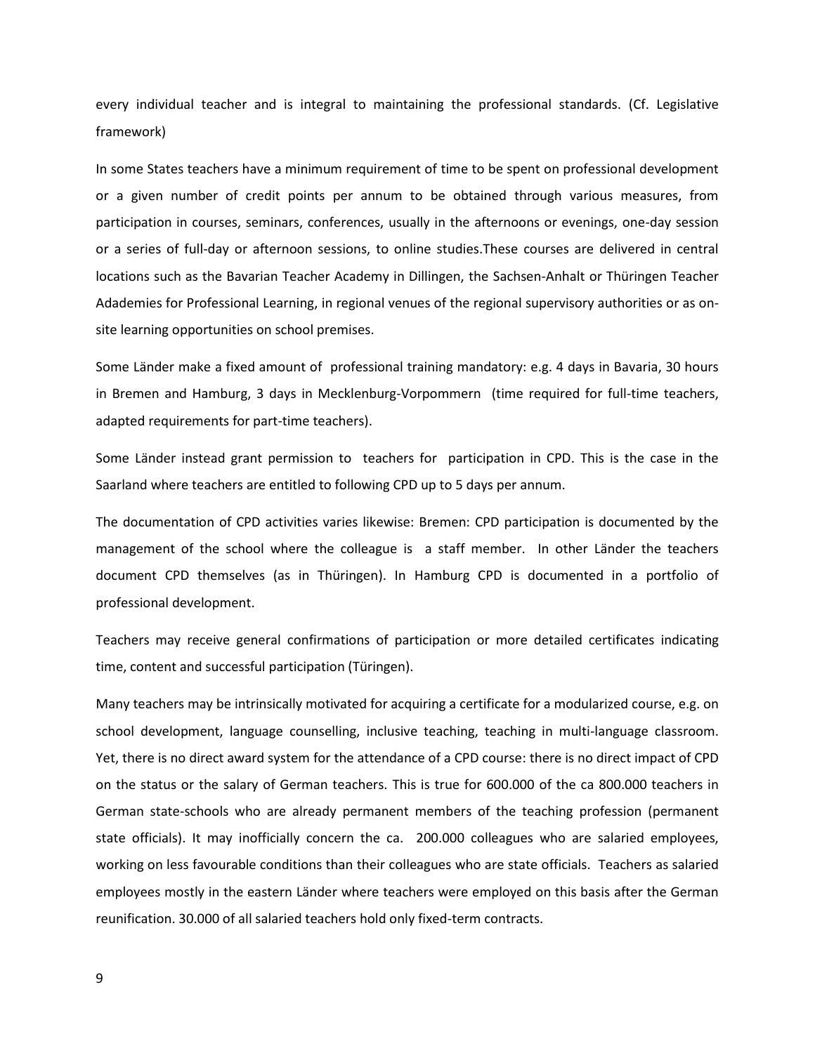every individual teacher and is integral to maintaining the professional standards. (Cf. Legislative framework)

In some States teachers have a minimum requirement of time to be spent on professional development or a given number of credit points per annum to be obtained through various measures, from participation in courses, seminars, conferences, usually in the afternoons or evenings, one-day session or a series of full-day or afternoon sessions, to online studies.These courses are delivered in central locations such as the Bavarian Teacher Academy in Dillingen, the Sachsen-Anhalt or Thüringen Teacher Adademies for Professional Learning, in regional venues of the regional supervisory authorities or as on-site learning opportunities on school premises.

Some Länder make a fixed amount of professional training mandatory: e.g. 4 days in Bavaria, 30 hours in Bremen and Hamburg, 3 days in Mecklenburg-Vorpommern (time required for full-time teachers, adapted requirements for part-time teachers).

Some Länder instead grant permission to teachers for participation in CPD. This is the case in the Saarland where teachers are entitled to following CPD up to 5 days per annum.

The documentation of CPD activities varies likewise: Bremen: CPD participation is documented by the management of the school where the colleague is a staff member. In other Länder the teachers document CPD themselves (as in Thüringen). In Hamburg CPD is documented in a portfolio of professional development.

Teachers may receive general confirmations of participation or more detailed certificates indicating time, content and successful participation (Türingen).

Many teachers may be intrinsically motivated for acquiring a certificate for a modularized course, e.g. on school development, language counselling, inclusive teaching, teaching in multi-language classroom. Yet, there is no direct award system for the attendance of a CPD course: there is no direct impact of CPD on the status or the salary of German teachers. This is true for 600.000 of the ca 800.000 teachers in German state-schools who are already permanent members of the teaching profession (permanent state officials). It may inofficially concern the ca. 200.000 colleagues who are salaried employees, working on less favourable conditions than their colleagues who are state officials. Teachers as salaried employees mostly in the eastern Länder where teachers were employed on this basis after the German reunification. 30.000 of all salaried teachers hold only fixed-term contracts.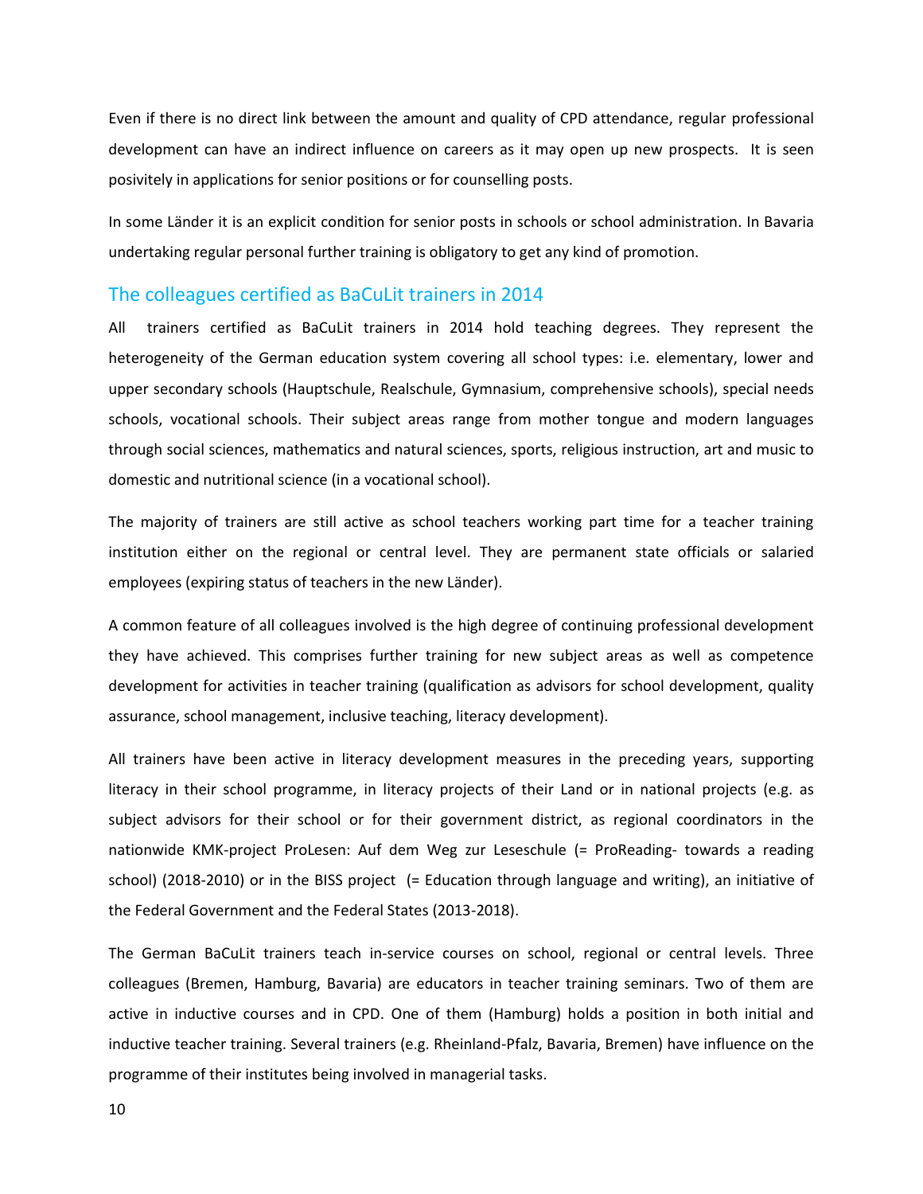Even if there is no direct link between the amount and quality of CPD attendance, regular professional development can have an indirect influence on careers as it may open up new prospects. It is seen posivitely in applications for senior positions or for counselling posts.

In some Länder it is an explicit condition for senior posts in schools or school administration. In Bavaria undertaking regular personal further training is obligatory to get any kind of promotion.

## The colleagues certified as BaCuLit trainers in 2014

All trainers certified as BaCuLit trainers in 2014 hold teaching degrees. They represent the heterogeneity of the German education system covering all school types: i.e. elementary, lower and upper secondary schools (Hauptschule, Realschule, Gymnasium, comprehensive schools), special needs schools, vocational schools. Their subject areas range from mother tongue and modern languages through social sciences, mathematics and natural sciences, sports, religious instruction, art and music to domestic and nutritional science (in a vocational school).

The majority of trainers are still active as school teachers working part time for a teacher training institution either on the regional or central level. They are permanent state officials or salaried employees (expiring status of teachers in the new Länder).

A common feature of all colleagues involved is the high degree of continuing professional development they have achieved. This comprises further training for new subject areas as well as competence development for activities in teacher training (qualification as advisors for school development, quality assurance, school management, inclusive teaching, literacy development).

All trainers have been active in literacy development measures in the preceding years, supporting literacy in their school programme, in literacy projects of their Land or in national projects (e.g. as subject advisors for their school or for their government district, as regional coordinators in the nationwide KMK-project ProLesen: Auf dem Weg zur Leseschule (= ProReading- towards a reading school) (2018-2010) or in the BISS project (= Education through language and writing), an initiative of the Federal Government and the Federal States (2013-2018).

The German BaCuLit trainers teach in-service courses on school, regional or central levels. Three colleagues (Bremen, Hamburg, Bavaria) are educators in teacher training seminars. Two of them are active in inductive courses and in CPD. One of them (Hamburg) holds a position in both initial and inductive teacher training. Several trainers (e.g. Rheinland-Pfalz, Bavaria, Bremen) have influence on the programme of their institutes being involved in managerial tasks.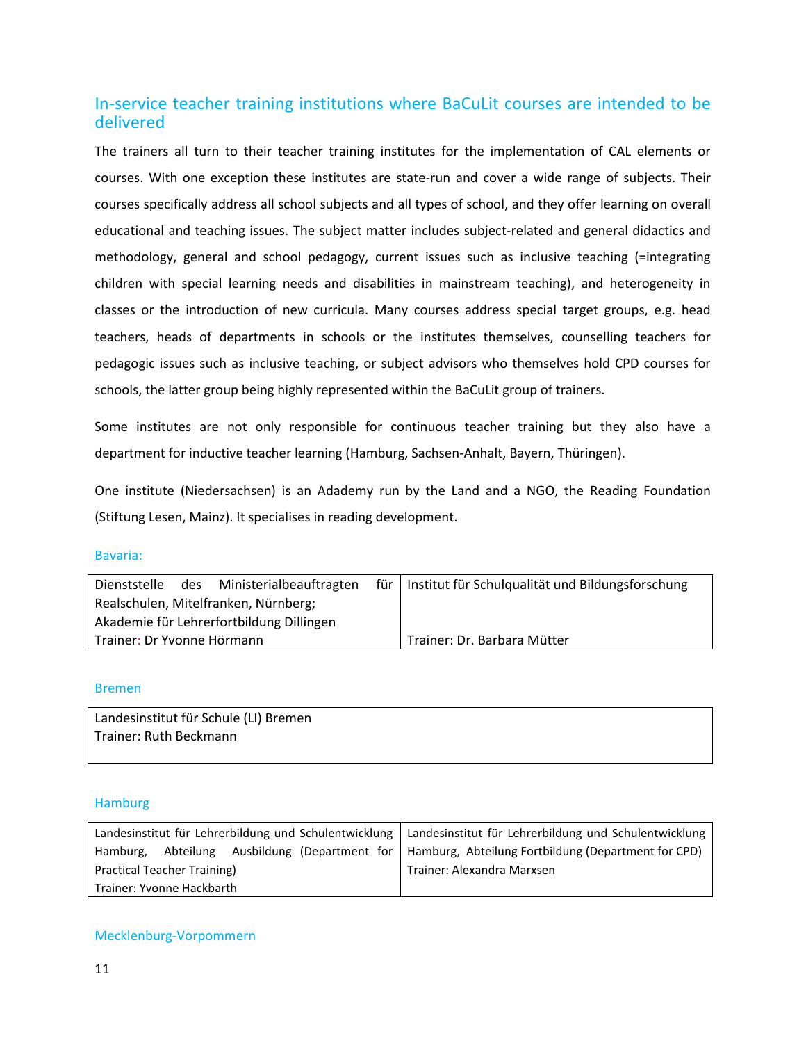## In-service teacher training institutions where BaCuLit courses are intended to be delivered

The trainers all turn to their teacher training institutes for the implementation of CAL elements or courses. With one exception these institutes are state-run and cover a wide range of subjects. Their courses specifically address all school subjects and all types of school, and they offer learning on overall educational and teaching issues. The subject matter includes subject-related and general didactics and methodology, general and school pedagogy, current issues such as inclusive teaching (=integrating children with special learning needs and disabilities in mainstream teaching), and heterogeneity in classes or the introduction of new curricula. Many courses address special target groups, e.g. head teachers, heads of departments in schools or the institutes themselves, counselling teachers for pedagogic issues such as inclusive teaching, or subject advisors who themselves hold CPD courses for schools, the latter group being highly represented within the BaCuLit group of trainers.

Some institutes are not only responsible for continuous teacher training but they also have a department for inductive teacher learning (Hamburg, Sachsen-Anhalt, Bayern, Thüringen).

One institute (Niedersachsen) is an Adademy run by the Land and a NGO, the Reading Foundation (Stiftung Lesen, Mainz). It specialises in reading development.

### Bavaria:

| | |
|---|---|
| Dienststelle des Ministerialbeauftragten für Realschulen, Mitelfranken, Nürnberg; Akademie für Lehrerfortbildung Dillingen<br>Trainer: Dr Yvonne Hörmann | Institut für Schulqualität und Bildungsforschung<br>Trainer: Dr. Barbara Mütter |

### Bremen

| |
|---|
| Landesinstitut für Schule (LI) Bremen<br>Trainer: Ruth Beckmann |

### Hamburg

| | |
|---|---|
| Landesinstitut für Lehrerbildung und Schulentwicklung Hamburg, Abteilung Ausbildung (Department for Practical Teacher Training)<br>Trainer: Yvonne Hackbarth | Landesinstitut für Lehrerbildung und Schulentwicklung Hamburg, Abteilung Fortbildung (Department for CPD)<br>Trainer: Alexandra Marxsen |

### Mecklenburg-Vorpommern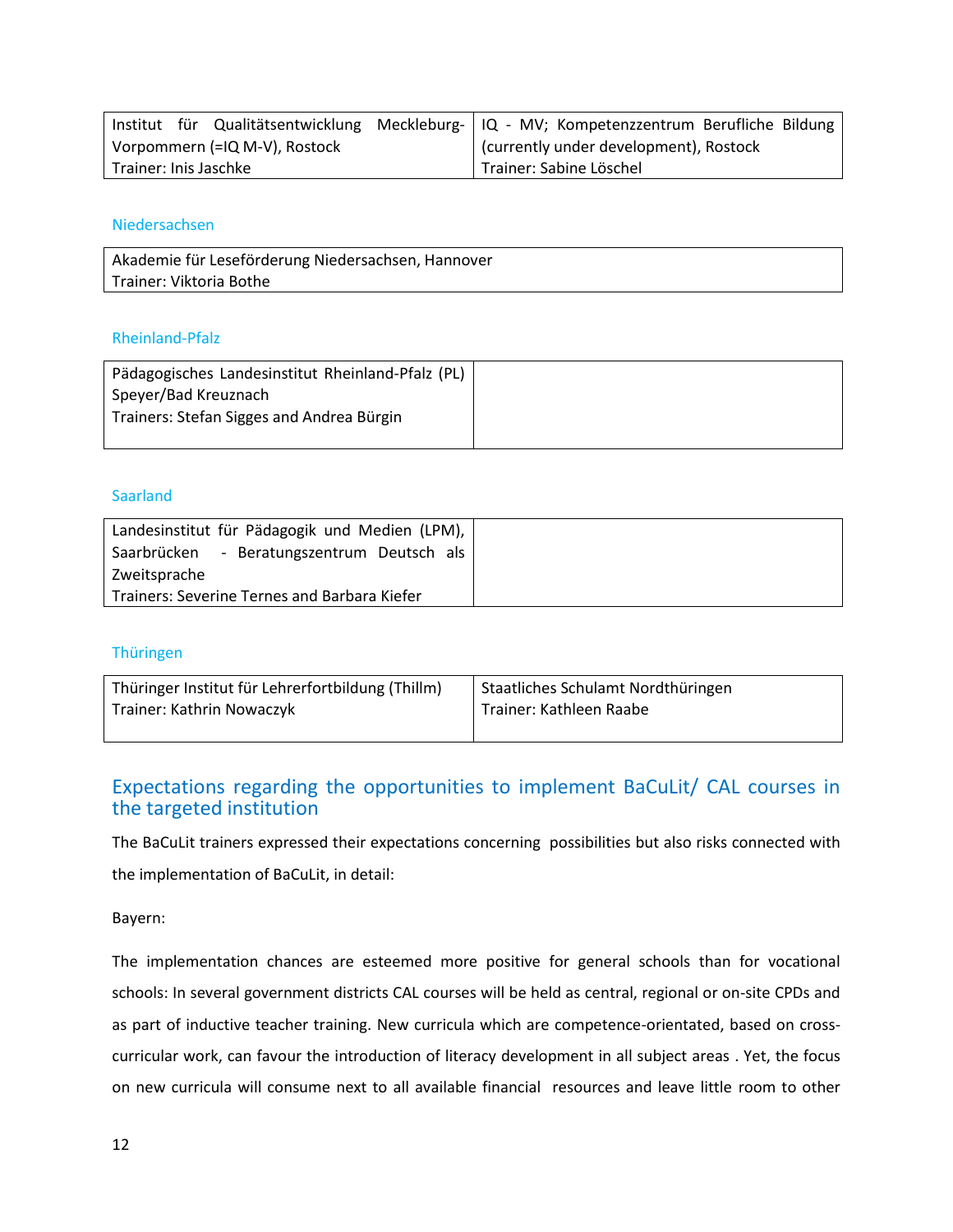| Institut für Qualitätsentwicklung Meckleburg-Vorpommern (=IQ M-V), Rostock<br>Trainer: Inis Jaschke | IQ - MV; Kompetenzzentrum Berufliche Bildung (currently under development), Rostock<br>Trainer: Sabine Löschel |
|---|---|

### Niedersachsen

| Akademie für Leseförderung Niedersachsen, Hannover<br>Trainer: Viktoria Bothe |
|---|

### Rheinland-Pfalz

| Pädagogisches Landesinstitut Rheinland-Pfalz (PL) Speyer/Bad Kreuznach<br>Trainers: Stefan Sigges and Andrea Bürgin | |
|---|---|

### Saarland

| Landesinstitut für Pädagogik und Medien (LPM), Saarbrücken - Beratungszentrum Deutsch als Zweitsprache<br>Trainers: Severine Ternes and Barbara Kiefer | |
|---|---|

### Thüringen

| Thüringer Institut für Lehrerfortbildung (Thillm)<br>Trainer: Kathrin Nowaczyk | Staatliches Schulamt Nordthüringen<br>Trainer: Kathleen Raabe |
|---|---|

## Expectations regarding the opportunities to implement BaCuLit/ CAL courses in the targeted institution

The BaCuLit trainers expressed their expectations concerning possibilities but also risks connected with the implementation of BaCuLit, in detail:

Bayern:

The implementation chances are esteemed more positive for general schools than for vocational schools: In several government districts CAL courses will be held as central, regional or on-site CPDs and as part of inductive teacher training. New curricula which are competence-orientated, based on cross-curricular work, can favour the introduction of literacy development in all subject areas . Yet, the focus on new curricula will consume next to all available financial resources and leave little room to other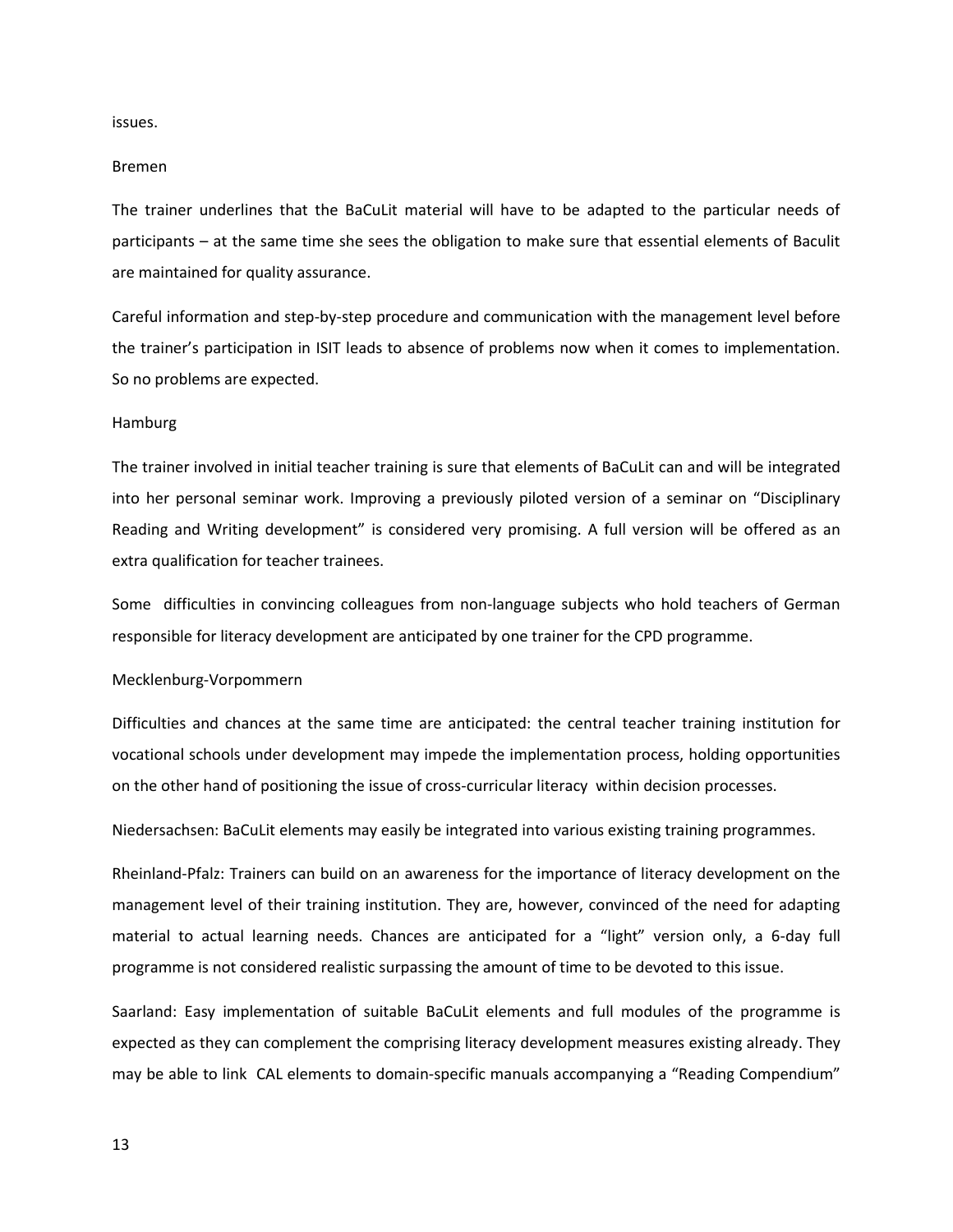issues.

Bremen

The trainer underlines that the BaCuLit material will have to be adapted to the particular needs of participants – at the same time she sees the obligation to make sure that essential elements of Baculit are maintained for quality assurance.

Careful information and step-by-step procedure and communication with the management level before the trainer's participation in ISIT leads to absence of problems now when it comes to implementation. So no problems are expected.

Hamburg

The trainer involved in initial teacher training is sure that elements of BaCuLit can and will be integrated into her personal seminar work. Improving a previously piloted version of a seminar on "Disciplinary Reading and Writing development" is considered very promising. A full version will be offered as an extra qualification for teacher trainees.

Some difficulties in convincing colleagues from non-language subjects who hold teachers of German responsible for literacy development are anticipated by one trainer for the CPD programme.

Mecklenburg-Vorpommern

Difficulties and chances at the same time are anticipated: the central teacher training institution for vocational schools under development may impede the implementation process, holding opportunities on the other hand of positioning the issue of cross-curricular literacy within decision processes.

Niedersachsen: BaCuLit elements may easily be integrated into various existing training programmes.

Rheinland-Pfalz: Trainers can build on an awareness for the importance of literacy development on the management level of their training institution. They are, however, convinced of the need for adapting material to actual learning needs. Chances are anticipated for a "light" version only, a 6-day full programme is not considered realistic surpassing the amount of time to be devoted to this issue.

Saarland: Easy implementation of suitable BaCuLit elements and full modules of the programme is expected as they can complement the comprising literacy development measures existing already. They may be able to link CAL elements to domain-specific manuals accompanying a "Reading Compendium"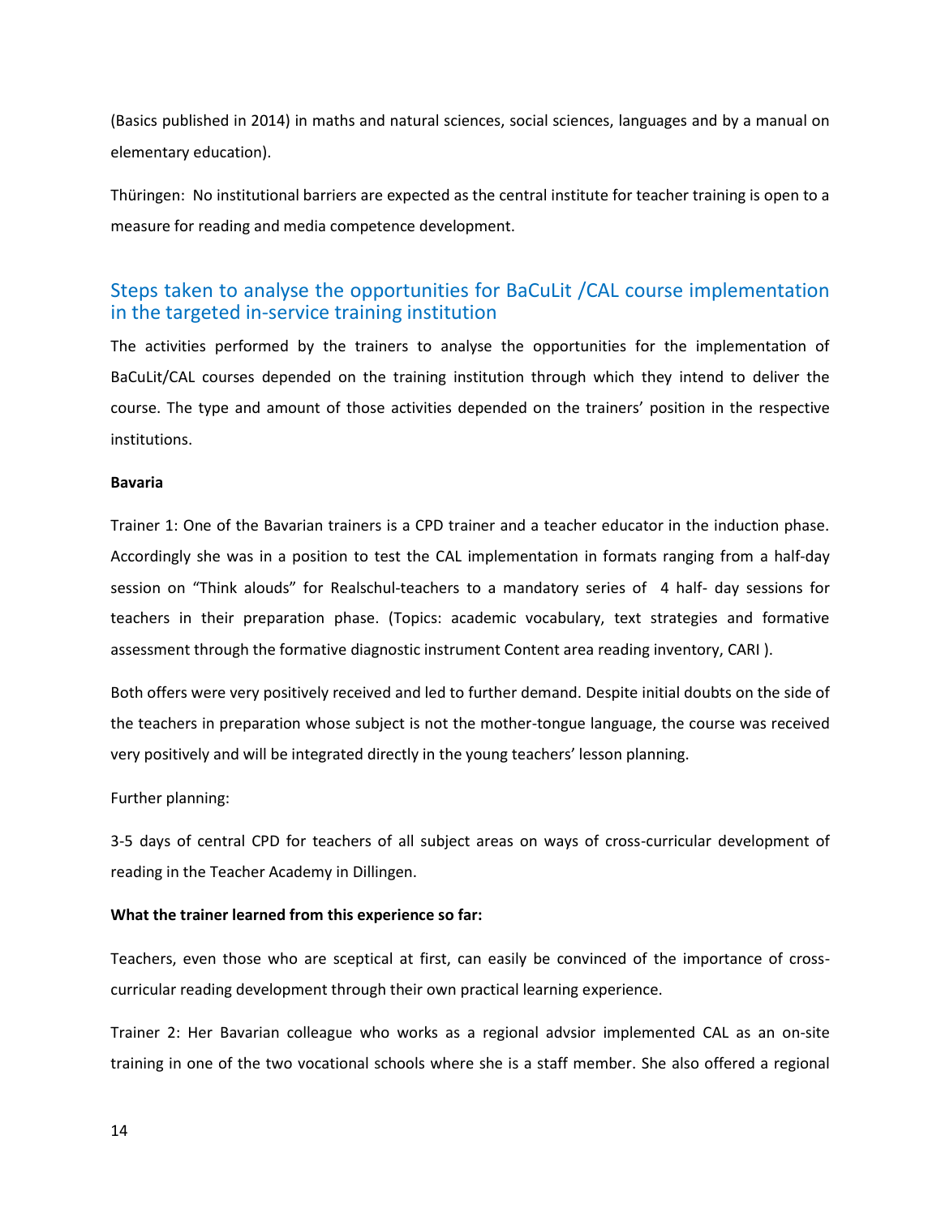(Basics published in 2014) in maths and natural sciences, social sciences, languages and by a manual on elementary education).

Thüringen: No institutional barriers are expected as the central institute for teacher training is open to a measure for reading and media competence development.

## Steps taken to analyse the opportunities for BaCuLit /CAL course implementation in the targeted in-service training institution

The activities performed by the trainers to analyse the opportunities for the implementation of BaCuLit/CAL courses depended on the training institution through which they intend to deliver the course. The type and amount of those activities depended on the trainers' position in the respective institutions.

**Bavaria**

Trainer 1: One of the Bavarian trainers is a CPD trainer and a teacher educator in the induction phase. Accordingly she was in a position to test the CAL implementation in formats ranging from a half-day session on "Think alouds" for Realschul-teachers to a mandatory series of 4 half- day sessions for teachers in their preparation phase. (Topics: academic vocabulary, text strategies and formative assessment through the formative diagnostic instrument Content area reading inventory, CARI ).

Both offers were very positively received and led to further demand. Despite initial doubts on the side of the teachers in preparation whose subject is not the mother-tongue language, the course was received very positively and will be integrated directly in the young teachers' lesson planning.

Further planning:

3-5 days of central CPD for teachers of all subject areas on ways of cross-curricular development of reading in the Teacher Academy in Dillingen.

**What the trainer learned from this experience so far:**

Teachers, even those who are sceptical at first, can easily be convinced of the importance of cross-curricular reading development through their own practical learning experience.

Trainer 2: Her Bavarian colleague who works as a regional advsior implemented CAL as an on-site training in one of the two vocational schools where she is a staff member. She also offered a regional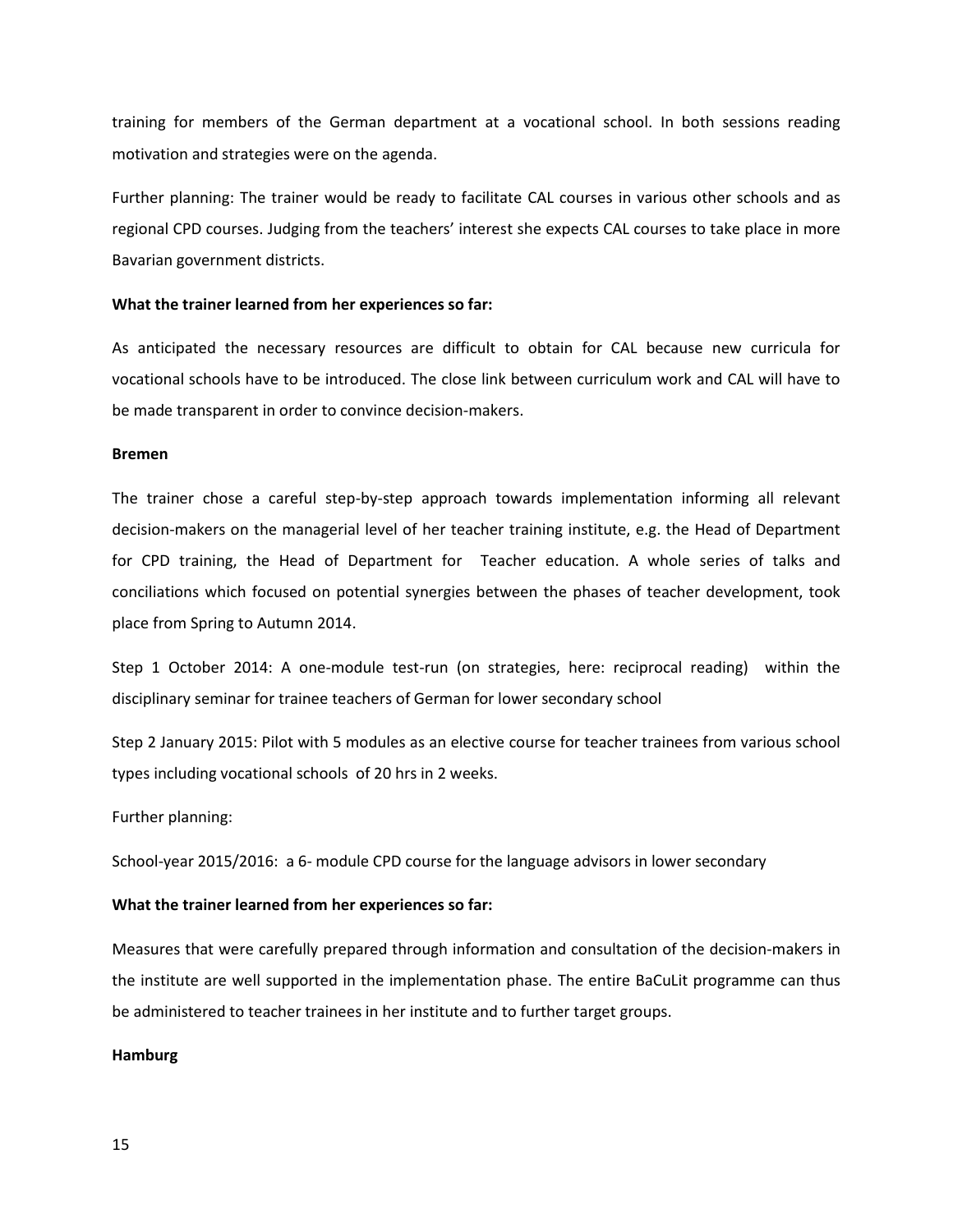training for members of the German department at a vocational school. In both sessions reading motivation and strategies were on the agenda.

Further planning: The trainer would be ready to facilitate CAL courses in various other schools and as regional CPD courses. Judging from the teachers' interest she expects CAL courses to take place in more Bavarian government districts.

**What the trainer learned from her experiences so far:**

As anticipated the necessary resources are difficult to obtain for CAL because new curricula for vocational schools have to be introduced. The close link between curriculum work and CAL will have to be made transparent in order to convince decision-makers.

**Bremen**

The trainer chose a careful step-by-step approach towards implementation informing all relevant decision-makers on the managerial level of her teacher training institute, e.g. the Head of Department for CPD training, the Head of Department for Teacher education. A whole series of talks and conciliations which focused on potential synergies between the phases of teacher development, took place from Spring to Autumn 2014.

Step 1 October 2014: A one-module test-run (on strategies, here: reciprocal reading) within the disciplinary seminar for trainee teachers of German for lower secondary school

Step 2 January 2015: Pilot with 5 modules as an elective course for teacher trainees from various school types including vocational schools of 20 hrs in 2 weeks.

Further planning:

School-year 2015/2016: a 6- module CPD course for the language advisors in lower secondary

**What the trainer learned from her experiences so far:**

Measures that were carefully prepared through information and consultation of the decision-makers in the institute are well supported in the implementation phase. The entire BaCuLit programme can thus be administered to teacher trainees in her institute and to further target groups.

**Hamburg**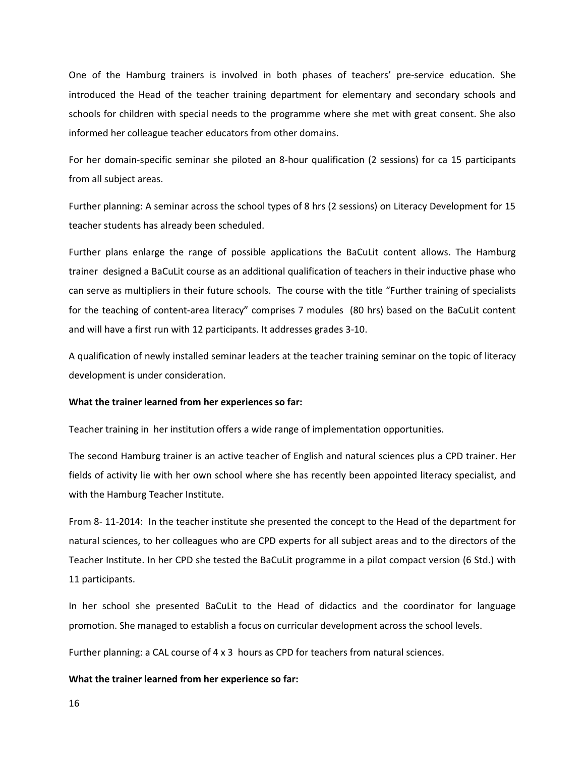One of the Hamburg trainers is involved in both phases of teachers' pre-service education. She introduced the Head of the teacher training department for elementary and secondary schools and schools for children with special needs to the programme where she met with great consent. She also informed her colleague teacher educators from other domains.

For her domain-specific seminar she piloted an 8-hour qualification (2 sessions) for ca 15 participants from all subject areas.

Further planning: A seminar across the school types of 8 hrs (2 sessions) on Literacy Development for 15 teacher students has already been scheduled.

Further plans enlarge the range of possible applications the BaCuLit content allows. The Hamburg trainer designed a BaCuLit course as an additional qualification of teachers in their inductive phase who can serve as multipliers in their future schools. The course with the title "Further training of specialists for the teaching of content-area literacy" comprises 7 modules (80 hrs) based on the BaCuLit content and will have a first run with 12 participants. It addresses grades 3-10.

A qualification of newly installed seminar leaders at the teacher training seminar on the topic of literacy development is under consideration.

**What the trainer learned from her experiences so far:**

Teacher training in her institution offers a wide range of implementation opportunities.

The second Hamburg trainer is an active teacher of English and natural sciences plus a CPD trainer. Her fields of activity lie with her own school where she has recently been appointed literacy specialist, and with the Hamburg Teacher Institute.

From 8- 11-2014: In the teacher institute she presented the concept to the Head of the department for natural sciences, to her colleagues who are CPD experts for all subject areas and to the directors of the Teacher Institute. In her CPD she tested the BaCuLit programme in a pilot compact version (6 Std.) with 11 participants.

In her school she presented BaCuLit to the Head of didactics and the coordinator for language promotion. She managed to establish a focus on curricular development across the school levels.

Further planning: a CAL course of 4 x 3 hours as CPD for teachers from natural sciences.

**What the trainer learned from her experience so far:**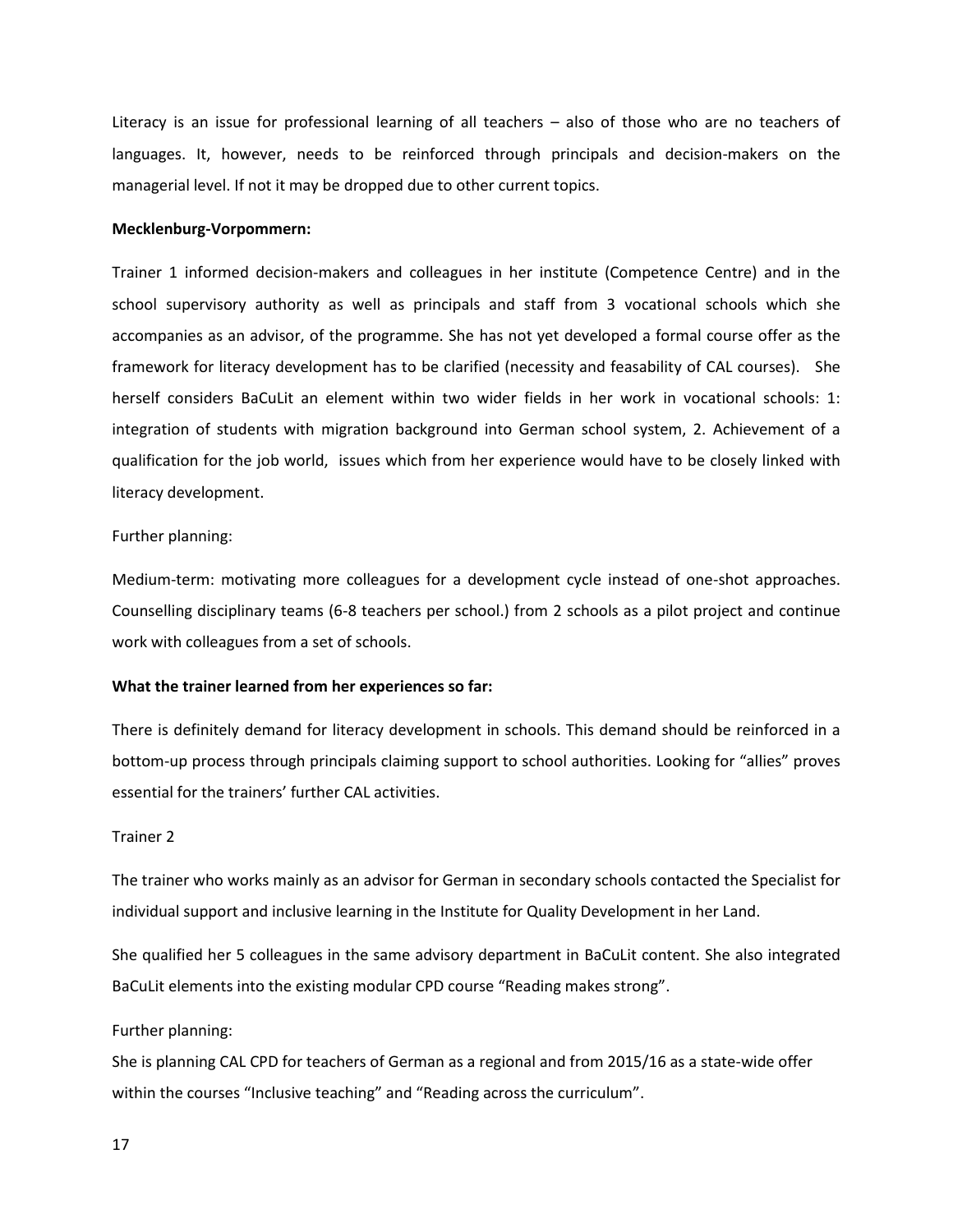Literacy is an issue for professional learning of all teachers – also of those who are no teachers of languages. It, however, needs to be reinforced through principals and decision-makers on the managerial level. If not it may be dropped due to other current topics.

**Mecklenburg-Vorpommern:**

Trainer 1 informed decision-makers and colleagues in her institute (Competence Centre) and in the school supervisory authority as well as principals and staff from 3 vocational schools which she accompanies as an advisor, of the programme. She has not yet developed a formal course offer as the framework for literacy development has to be clarified (necessity and feasability of CAL courses). She herself considers BaCuLit an element within two wider fields in her work in vocational schools: 1: integration of students with migration background into German school system, 2. Achievement of a qualification for the job world, issues which from her experience would have to be closely linked with literacy development.

Further planning:

Medium-term: motivating more colleagues for a development cycle instead of one-shot approaches. Counselling disciplinary teams (6-8 teachers per school.) from 2 schools as a pilot project and continue work with colleagues from a set of schools.

**What the trainer learned from her experiences so far:**

There is definitely demand for literacy development in schools. This demand should be reinforced in a bottom-up process through principals claiming support to school authorities. Looking for "allies" proves essential for the trainers' further CAL activities.

Trainer 2

The trainer who works mainly as an advisor for German in secondary schools contacted the Specialist for individual support and inclusive learning in the Institute for Quality Development in her Land.

She qualified her 5 colleagues in the same advisory department in BaCuLit content. She also integrated BaCuLit elements into the existing modular CPD course "Reading makes strong".

Further planning:

She is planning CAL CPD for teachers of German as a regional and from 2015/16 as a state-wide offer within the courses "Inclusive teaching" and "Reading across the curriculum".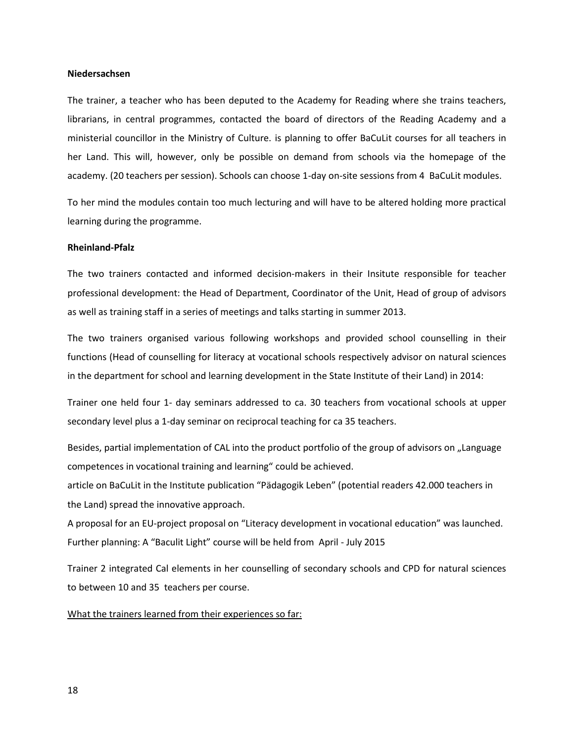**Niedersachsen**

The trainer, a teacher who has been deputed to the Academy for Reading where she trains teachers, librarians, in central programmes, contacted the board of directors of the Reading Academy and a ministerial councillor in the Ministry of Culture. is planning to offer BaCuLit courses for all teachers in her Land. This will, however, only be possible on demand from schools via the homepage of the academy. (20 teachers per session). Schools can choose 1-day on-site sessions from 4 BaCuLit modules.

To her mind the modules contain too much lecturing and will have to be altered holding more practical learning during the programme.

**Rheinland-Pfalz**

The two trainers contacted and informed decision-makers in their Insitute responsible for teacher professional development: the Head of Department, Coordinator of the Unit, Head of group of advisors as well as training staff in a series of meetings and talks starting in summer 2013.

The two trainers organised various following workshops and provided school counselling in their functions (Head of counselling for literacy at vocational schools respectively advisor on natural sciences in the department for school and learning development in the State Institute of their Land) in 2014:

Trainer one held four 1- day seminars addressed to ca. 30 teachers from vocational schools at upper secondary level plus a 1-day seminar on reciprocal teaching for ca 35 teachers.

Besides, partial implementation of CAL into the product portfolio of the group of advisors on „Language competences in vocational training and learning“ could be achieved.
article on BaCuLit in the Institute publication “Pädagogik Leben” (potential readers 42.000 teachers in the Land) spread the innovative approach.
A proposal for an EU-project proposal on “Literacy development in vocational education” was launched.
Further planning: A “Baculit Light” course will be held from April - July 2015

Trainer 2 integrated Cal elements in her counselling of secondary schools and CPD for natural sciences to between 10 and 35 teachers per course.

<u>What the trainers learned from their experiences so far:</u>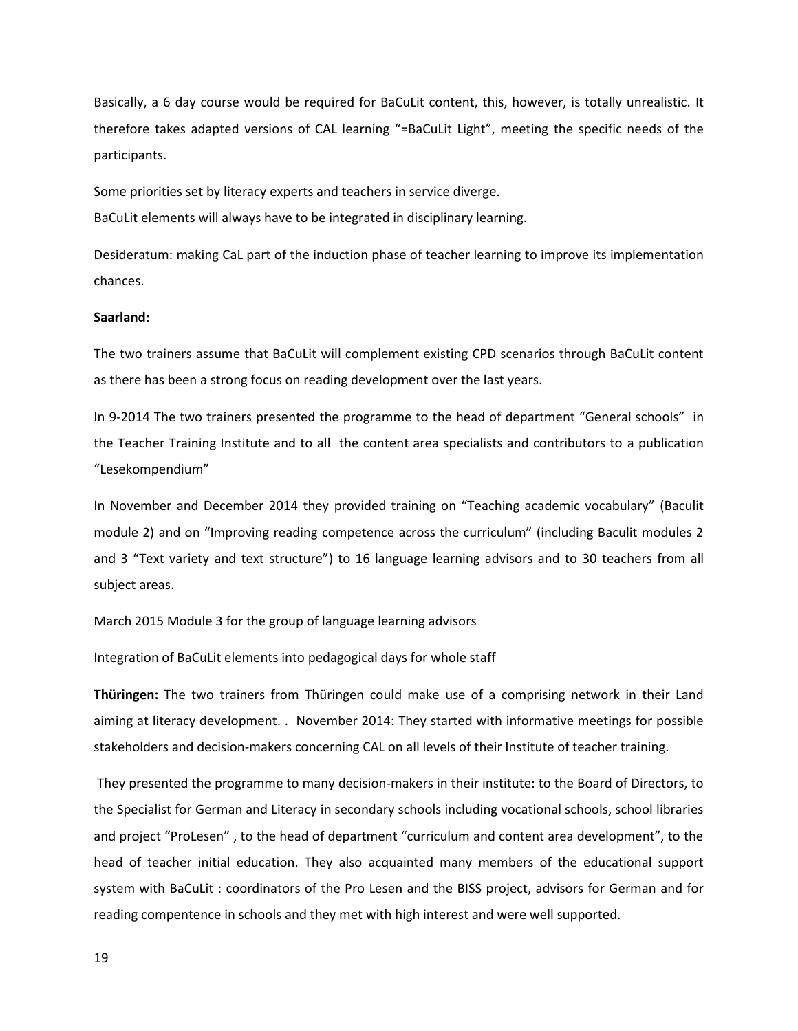Basically, a 6 day course would be required for BaCuLit content, this, however, is totally unrealistic. It therefore takes adapted versions of CAL learning "=BaCuLit Light", meeting the specific needs of the participants.

Some priorities set by literacy experts and teachers in service diverge.
BaCuLit elements will always have to be integrated in disciplinary learning.

Desideratum: making CaL part of the induction phase of teacher learning to improve its implementation chances.

**Saarland:**

The two trainers assume that BaCuLit will complement existing CPD scenarios through BaCuLit content as there has been a strong focus on reading development over the last years.

In 9-2014 The two trainers presented the programme to the head of department "General schools" in the Teacher Training Institute and to all the content area specialists and contributors to a publication "Lesekompendium"

In November and December 2014 they provided training on "Teaching academic vocabulary" (Baculit module 2) and on "Improving reading competence across the curriculum" (including Baculit modules 2 and 3 "Text variety and text structure") to 16 language learning advisors and to 30 teachers from all subject areas.

March 2015 Module 3 for the group of language learning advisors

Integration of BaCuLit elements into pedagogical days for whole staff

**Thüringen:** The two trainers from Thüringen could make use of a comprising network in their Land aiming at literacy development. . November 2014: They started with informative meetings for possible stakeholders and decision-makers concerning CAL on all levels of their Institute of teacher training.

They presented the programme to many decision-makers in their institute: to the Board of Directors, to the Specialist for German and Literacy in secondary schools including vocational schools, school libraries and project "ProLesen" , to the head of department "curriculum and content area development", to the head of teacher initial education. They also acquainted many members of the educational support system with BaCuLit : coordinators of the Pro Lesen and the BISS project, advisors for German and for reading compentence in schools and they met with high interest and were well supported.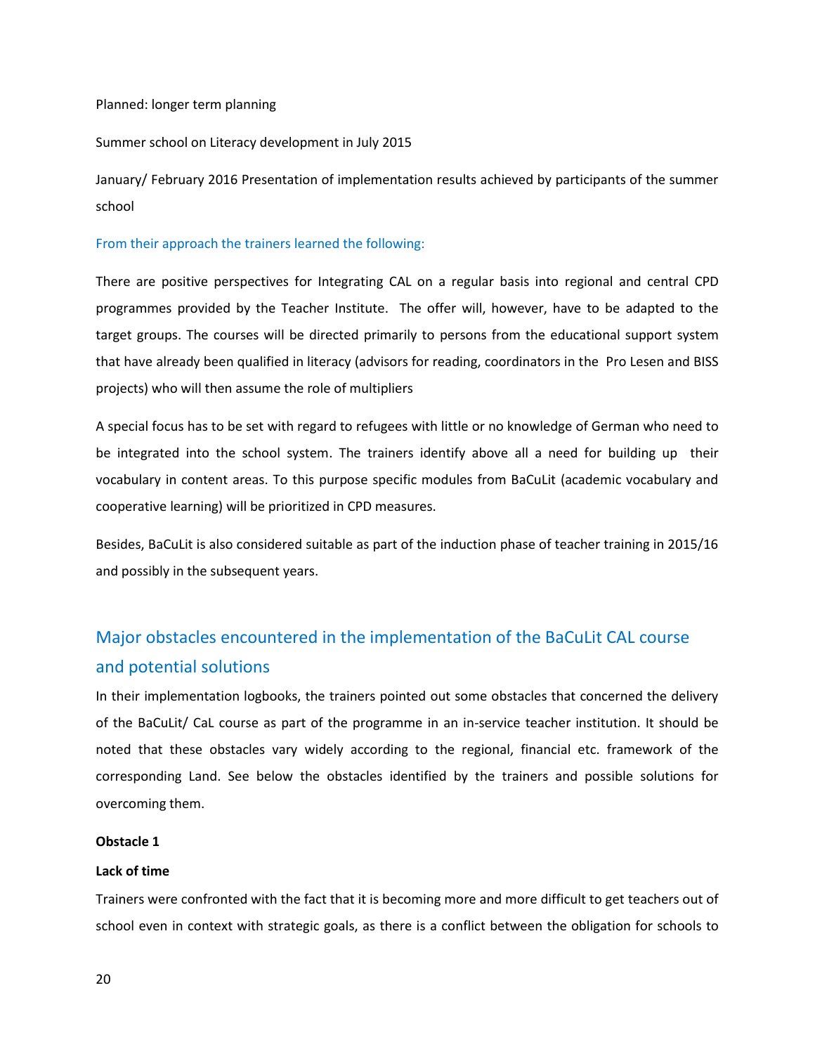Planned: longer term planning

Summer school on Literacy development in July 2015

January/ February 2016 Presentation of implementation results achieved by participants of the summer school

From their approach the trainers learned the following:

There are positive perspectives for Integrating CAL on a regular basis into regional and central CPD programmes provided by the Teacher Institute. The offer will, however, have to be adapted to the target groups. The courses will be directed primarily to persons from the educational support system that have already been qualified in literacy (advisors for reading, coordinators in the Pro Lesen and BISS projects) who will then assume the role of multipliers

A special focus has to be set with regard to refugees with little or no knowledge of German who need to be integrated into the school system. The trainers identify above all a need for building up their vocabulary in content areas. To this purpose specific modules from BaCuLit (academic vocabulary and cooperative learning) will be prioritized in CPD measures.

Besides, BaCuLit is also considered suitable as part of the induction phase of teacher training in 2015/16 and possibly in the subsequent years.

## Major obstacles encountered in the implementation of the BaCuLit CAL course and potential solutions

In their implementation logbooks, the trainers pointed out some obstacles that concerned the delivery of the BaCuLit/ CaL course as part of the programme in an in-service teacher institution. It should be noted that these obstacles vary widely according to the regional, financial etc. framework of the corresponding Land. See below the obstacles identified by the trainers and possible solutions for overcoming them.

**Obstacle 1**

**Lack of time**

Trainers were confronted with the fact that it is becoming more and more difficult to get teachers out of school even in context with strategic goals, as there is a conflict between the obligation for schools to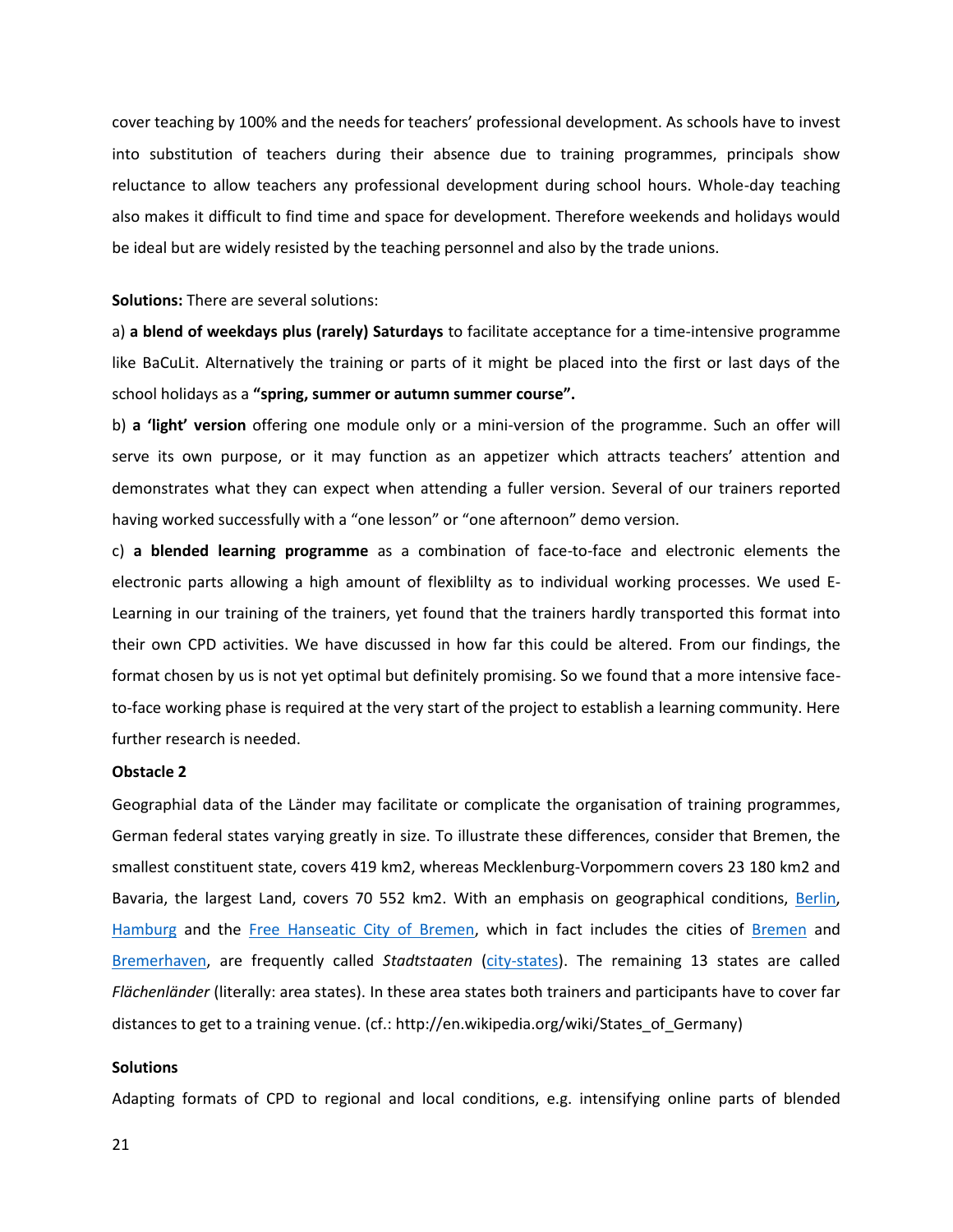cover teaching by 100% and the needs for teachers' professional development. As schools have to invest into substitution of teachers during their absence due to training programmes, principals show reluctance to allow teachers any professional development during school hours. Whole-day teaching also makes it difficult to find time and space for development. Therefore weekends and holidays would be ideal but are widely resisted by the teaching personnel and also by the trade unions.

**Solutions:** There are several solutions:

a) **a blend of weekdays plus (rarely) Saturdays** to facilitate acceptance for a time-intensive programme like BaCuLit. Alternatively the training or parts of it might be placed into the first or last days of the school holidays as a **"spring, summer or autumn summer course".**

b) **a 'light' version** offering one module only or a mini-version of the programme. Such an offer will serve its own purpose, or it may function as an appetizer which attracts teachers' attention and demonstrates what they can expect when attending a fuller version. Several of our trainers reported having worked successfully with a "one lesson" or "one afternoon" demo version.

c) **a blended learning programme** as a combination of face-to-face and electronic elements the electronic parts allowing a high amount of flexiblilty as to individual working processes. We used E-Learning in our training of the trainers, yet found that the trainers hardly transported this format into their own CPD activities. We have discussed in how far this could be altered. From our findings, the format chosen by us is not yet optimal but definitely promising. So we found that a more intensive face-to-face working phase is required at the very start of the project to establish a learning community. Here further research is needed.

**Obstacle 2**

Geographial data of the Länder may facilitate or complicate the organisation of training programmes, German federal states varying greatly in size. To illustrate these differences, consider that Bremen, the smallest constituent state, covers 419 km2, whereas Mecklenburg-Vorpommern covers 23 180 km2 and Bavaria, the largest Land, covers 70 552 km2. With an emphasis on geographical conditions, Berlin, Hamburg and the Free Hanseatic City of Bremen, which in fact includes the cities of Bremen and Bremerhaven, are frequently called *Stadtstaaten* (city-states). The remaining 13 states are called *Flächenländer* (literally: area states). In these area states both trainers and participants have to cover far distances to get to a training venue. (cf.: http://en.wikipedia.org/wiki/States_of_Germany)

**Solutions**

Adapting formats of CPD to regional and local conditions, e.g. intensifying online parts of blended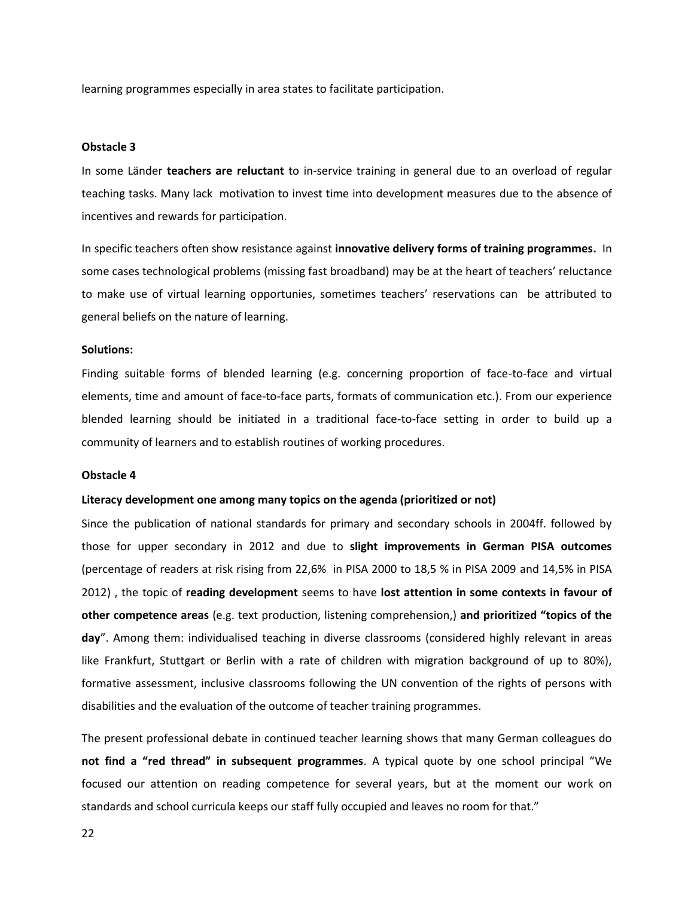learning programmes especially in area states to facilitate participation.

**Obstacle 3**

In some Länder **teachers are reluctant** to in-service training in general due to an overload of regular teaching tasks. Many lack motivation to invest time into development measures due to the absence of incentives and rewards for participation.

In specific teachers often show resistance against **innovative delivery forms of training programmes.** In some cases technological problems (missing fast broadband) may be at the heart of teachers' reluctance to make use of virtual learning opportunies, sometimes teachers' reservations can be attributed to general beliefs on the nature of learning.

**Solutions:**

Finding suitable forms of blended learning (e.g. concerning proportion of face-to-face and virtual elements, time and amount of face-to-face parts, formats of communication etc.). From our experience blended learning should be initiated in a traditional face-to-face setting in order to build up a community of learners and to establish routines of working procedures.

**Obstacle 4**

**Literacy development one among many topics on the agenda (prioritized or not)**

Since the publication of national standards for primary and secondary schools in 2004ff. followed by those for upper secondary in 2012 and due to **slight improvements in German PISA outcomes** (percentage of readers at risk rising from 22,6% in PISA 2000 to 18,5 % in PISA 2009 and 14,5% in PISA 2012) , the topic of **reading development** seems to have **lost attention in some contexts in favour of other competence areas** (e.g. text production, listening comprehension,) **and prioritized "topics of the day**". Among them: individualised teaching in diverse classrooms (considered highly relevant in areas like Frankfurt, Stuttgart or Berlin with a rate of children with migration background of up to 80%), formative assessment, inclusive classrooms following the UN convention of the rights of persons with disabilities and the evaluation of the outcome of teacher training programmes.

The present professional debate in continued teacher learning shows that many German colleagues do **not find a "red thread" in subsequent programmes**. A typical quote by one school principal "We focused our attention on reading competence for several years, but at the moment our work on standards and school curricula keeps our staff fully occupied and leaves no room for that."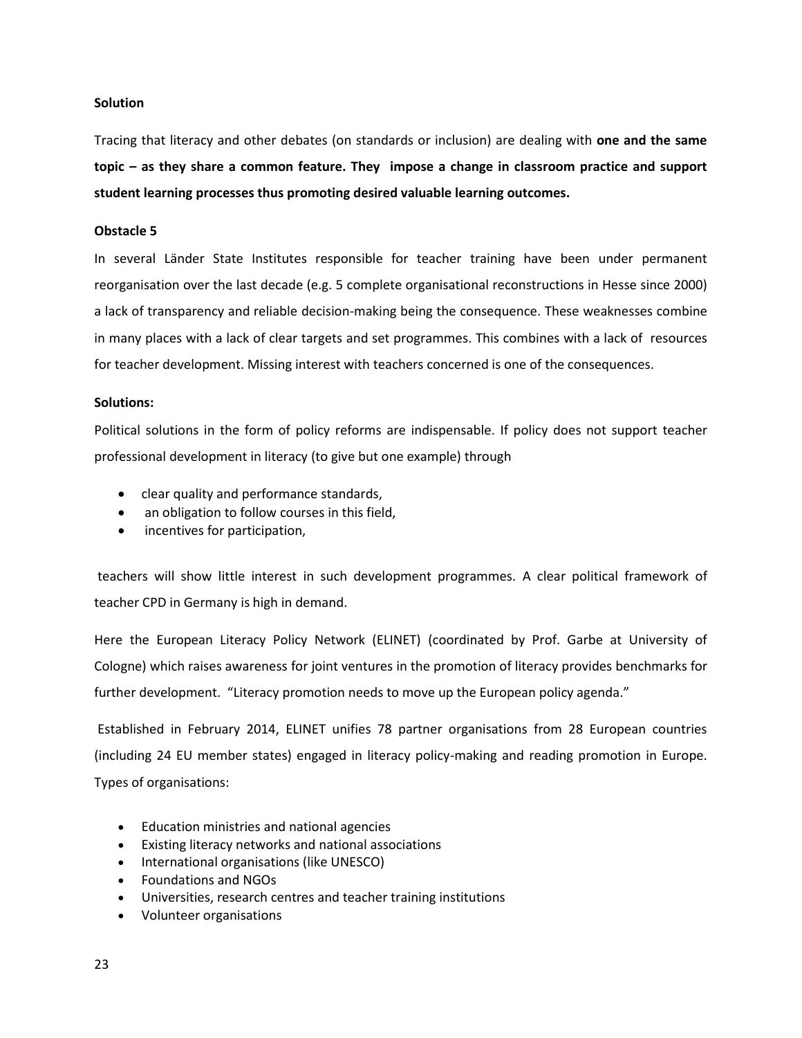**Solution**

Tracing that literacy and other debates (on standards or inclusion) are dealing with **one and the same topic – as they share a common feature. They impose a change in classroom practice and support student learning processes thus promoting desired valuable learning outcomes.**

**Obstacle 5**

In several Länder State Institutes responsible for teacher training have been under permanent reorganisation over the last decade (e.g. 5 complete organisational reconstructions in Hesse since 2000) a lack of transparency and reliable decision-making being the consequence. These weaknesses combine in many places with a lack of clear targets and set programmes. This combines with a lack of resources for teacher development. Missing interest with teachers concerned is one of the consequences.

**Solutions:**

Political solutions in the form of policy reforms are indispensable. If policy does not support teacher professional development in literacy (to give but one example) through

- clear quality and performance standards,
- an obligation to follow courses in this field,
- incentives for participation,

teachers will show little interest in such development programmes. A clear political framework of teacher CPD in Germany is high in demand.

Here the European Literacy Policy Network (ELINET) (coordinated by Prof. Garbe at University of Cologne) which raises awareness for joint ventures in the promotion of literacy provides benchmarks for further development. "Literacy promotion needs to move up the European policy agenda."

Established in February 2014, ELINET unifies 78 partner organisations from 28 European countries (including 24 EU member states) engaged in literacy policy-making and reading promotion in Europe. Types of organisations:

- Education ministries and national agencies
- Existing literacy networks and national associations
- International organisations (like UNESCO)
- Foundations and NGOs
- Universities, research centres and teacher training institutions
- Volunteer organisations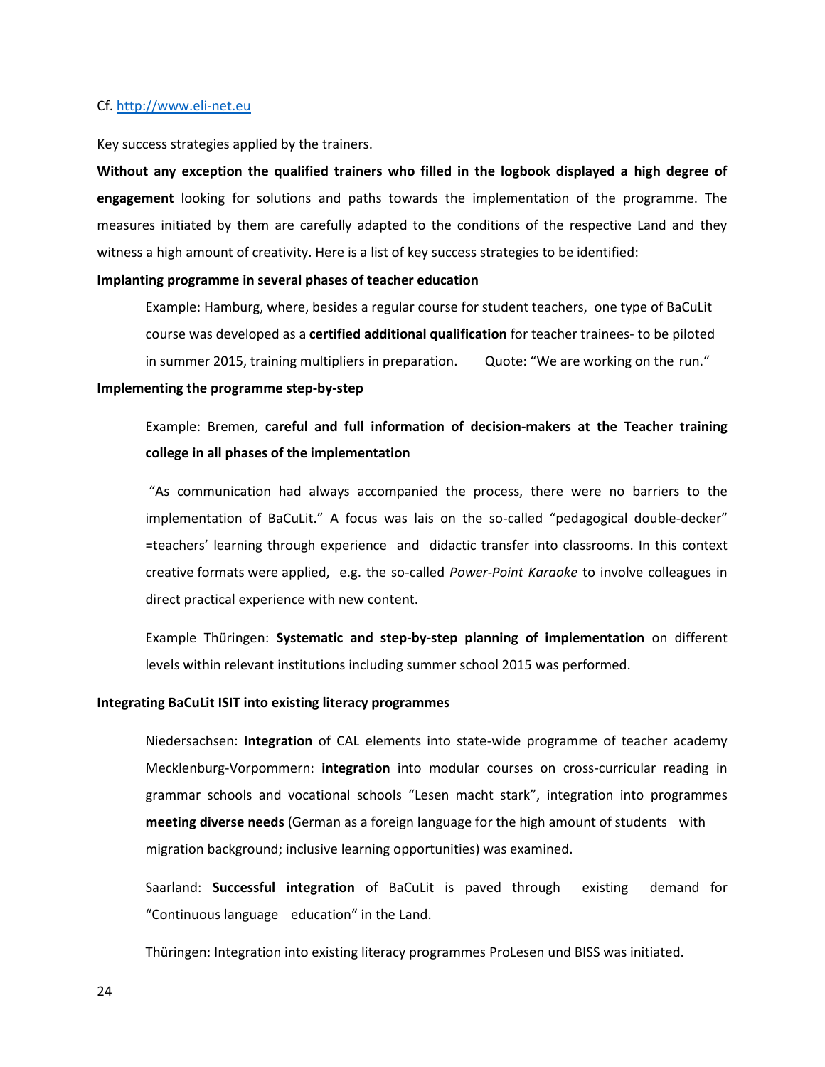Cf. http://www.eli-net.eu

Key success strategies applied by the trainers.

**Without any exception the qualified trainers who filled in the logbook displayed a high degree of engagement** looking for solutions and paths towards the implementation of the programme. The measures initiated by them are carefully adapted to the conditions of the respective Land and they witness a high amount of creativity. Here is a list of key success strategies to be identified:

**Implanting programme in several phases of teacher education**

Example: Hamburg, where, besides a regular course for student teachers, one type of BaCuLit course was developed as a **certified additional qualification** for teacher trainees- to be piloted in summer 2015, training multipliers in preparation. Quote: "We are working on the run."

**Implementing the programme step-by-step**

Example: Bremen, **careful and full information of decision-makers at the Teacher training college in all phases of the implementation**

"As communication had always accompanied the process, there were no barriers to the implementation of BaCuLit." A focus was lais on the so-called "pedagogical double-decker" =teachers' learning through experience and didactic transfer into classrooms. In this context creative formats were applied, e.g. the so-called *Power-Point Karaoke* to involve colleagues in direct practical experience with new content.

Example Thüringen: **Systematic and step-by-step planning of implementation** on different levels within relevant institutions including summer school 2015 was performed.

**Integrating BaCuLit ISIT into existing literacy programmes**

Niedersachsen: **Integration** of CAL elements into state-wide programme of teacher academy

Mecklenburg-Vorpommern: **integration** into modular courses on cross-curricular reading in grammar schools and vocational schools "Lesen macht stark", integration into programmes **meeting diverse needs** (German as a foreign language for the high amount of students with migration background; inclusive learning opportunities) was examined.

Saarland: **Successful integration** of BaCuLit is paved through existing demand for "Continuous language education" in the Land.

Thüringen: Integration into existing literacy programmes ProLesen und BISS was initiated.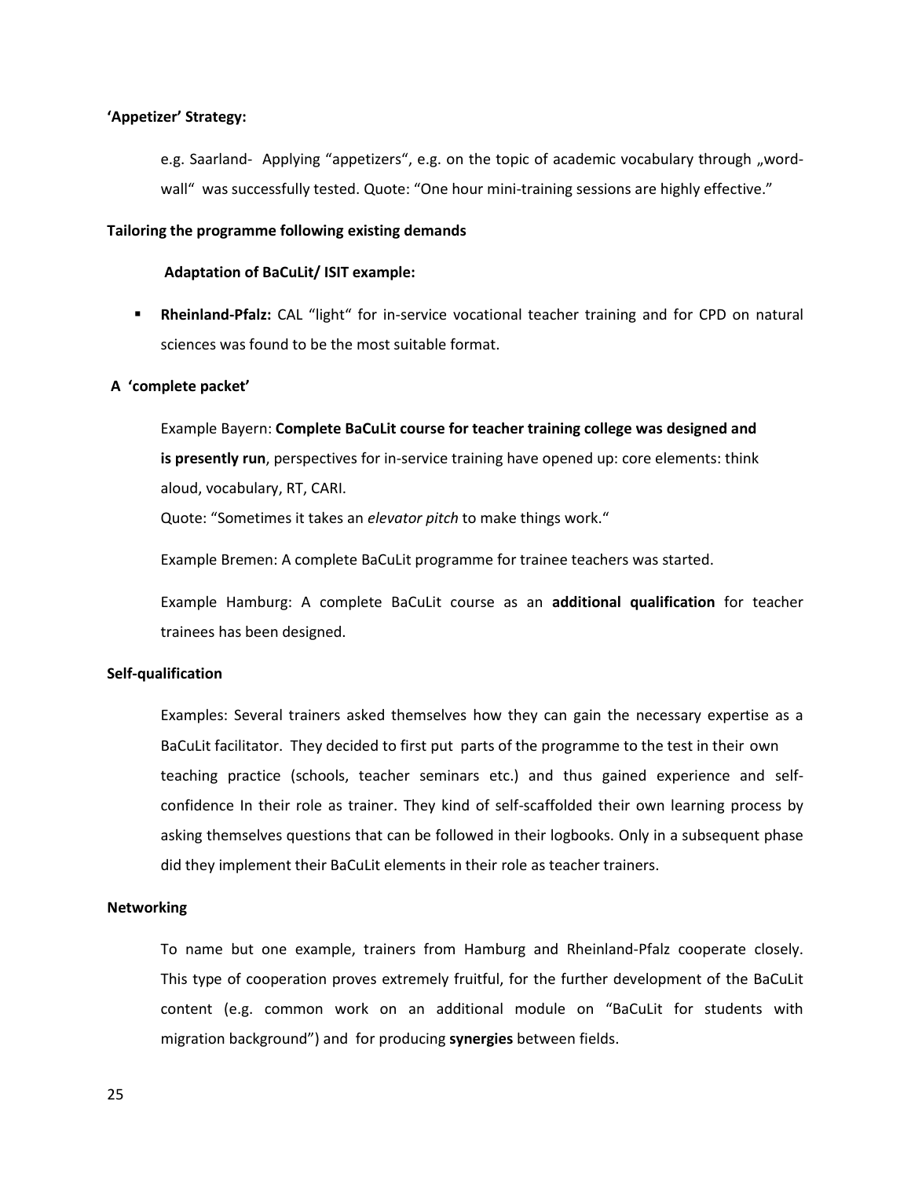**'Appetizer' Strategy:**

e.g. Saarland- Applying "appetizers", e.g. on the topic of academic vocabulary through „word-wall" was successfully tested. Quote: "One hour mini-training sessions are highly effective."

**Tailoring the programme following existing demands**

**Adaptation of BaCuLit/ ISIT example:**

- **Rheinland-Pfalz:** CAL "light" for in-service vocational teacher training and for CPD on natural sciences was found to be the most suitable format.

**A 'complete packet'**

Example Bayern: **Complete BaCuLit course for teacher training college was designed and is presently run**, perspectives for in-service training have opened up: core elements: think aloud, vocabulary, RT, CARI.

Quote: "Sometimes it takes an *elevator pitch* to make things work."

Example Bremen: A complete BaCuLit programme for trainee teachers was started.

Example Hamburg: A complete BaCuLit course as an **additional qualification** for teacher trainees has been designed.

**Self-qualification**

Examples: Several trainers asked themselves how they can gain the necessary expertise as a BaCuLit facilitator. They decided to first put parts of the programme to the test in their own teaching practice (schools, teacher seminars etc.) and thus gained experience and self-confidence In their role as trainer. They kind of self-scaffolded their own learning process by asking themselves questions that can be followed in their logbooks. Only in a subsequent phase did they implement their BaCuLit elements in their role as teacher trainers.

**Networking**

To name but one example, trainers from Hamburg and Rheinland-Pfalz cooperate closely. This type of cooperation proves extremely fruitful, for the further development of the BaCuLit content (e.g. common work on an additional module on "BaCuLit for students with migration background") and for producing **synergies** between fields.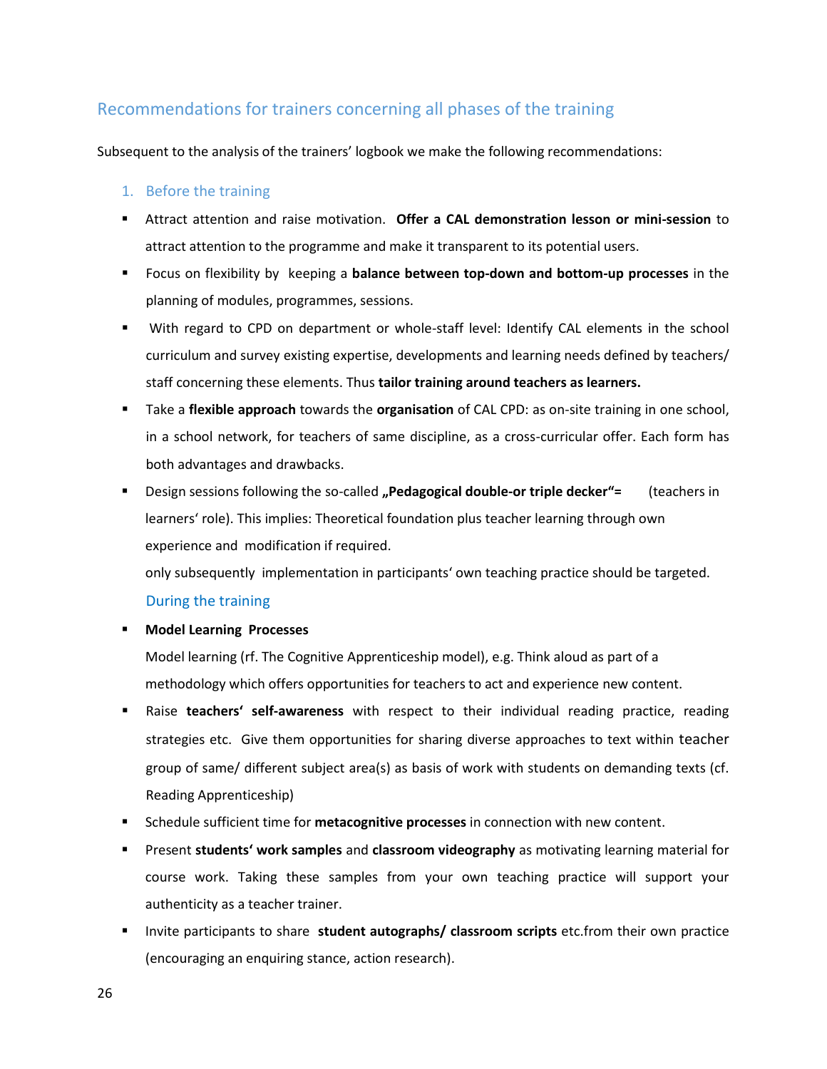## Recommendations for trainers concerning all phases of the training

Subsequent to the analysis of the trainers' logbook we make the following recommendations:

### 1. Before the training

- Attract attention and raise motivation. **Offer a CAL demonstration lesson or mini-session** to attract attention to the programme and make it transparent to its potential users.
- Focus on flexibility by keeping a **balance between top-down and bottom-up processes** in the planning of modules, programmes, sessions.
- With regard to CPD on department or whole-staff level: Identify CAL elements in the school curriculum and survey existing expertise, developments and learning needs defined by teachers/ staff concerning these elements. Thus **tailor training around teachers as learners.**
- Take a **flexible approach** towards the **organisation** of CAL CPD: as on-site training in one school, in a school network, for teachers of same discipline, as a cross-curricular offer. Each form has both advantages and drawbacks.
- Design sessions following the so-called **„Pedagogical double-or triple decker"=** (teachers in learners' role). This implies: Theoretical foundation plus teacher learning through own experience and modification if required.

  only subsequently implementation in participants' own teaching practice should be targeted.

### During the training

- **Model Learning Processes**

  Model learning (rf. The Cognitive Apprenticeship model), e.g. Think aloud as part of a methodology which offers opportunities for teachers to act and experience new content.
- Raise **teachers' self-awareness** with respect to their individual reading practice, reading strategies etc. Give them opportunities for sharing diverse approaches to text within teacher group of same/ different subject area(s) as basis of work with students on demanding texts (cf. Reading Apprenticeship)
- Schedule sufficient time for **metacognitive processes** in connection with new content.
- Present **students' work samples** and **classroom videography** as motivating learning material for course work. Taking these samples from your own teaching practice will support your authenticity as a teacher trainer.
- Invite participants to share **student autographs/ classroom scripts** etc.from their own practice (encouraging an enquiring stance, action research).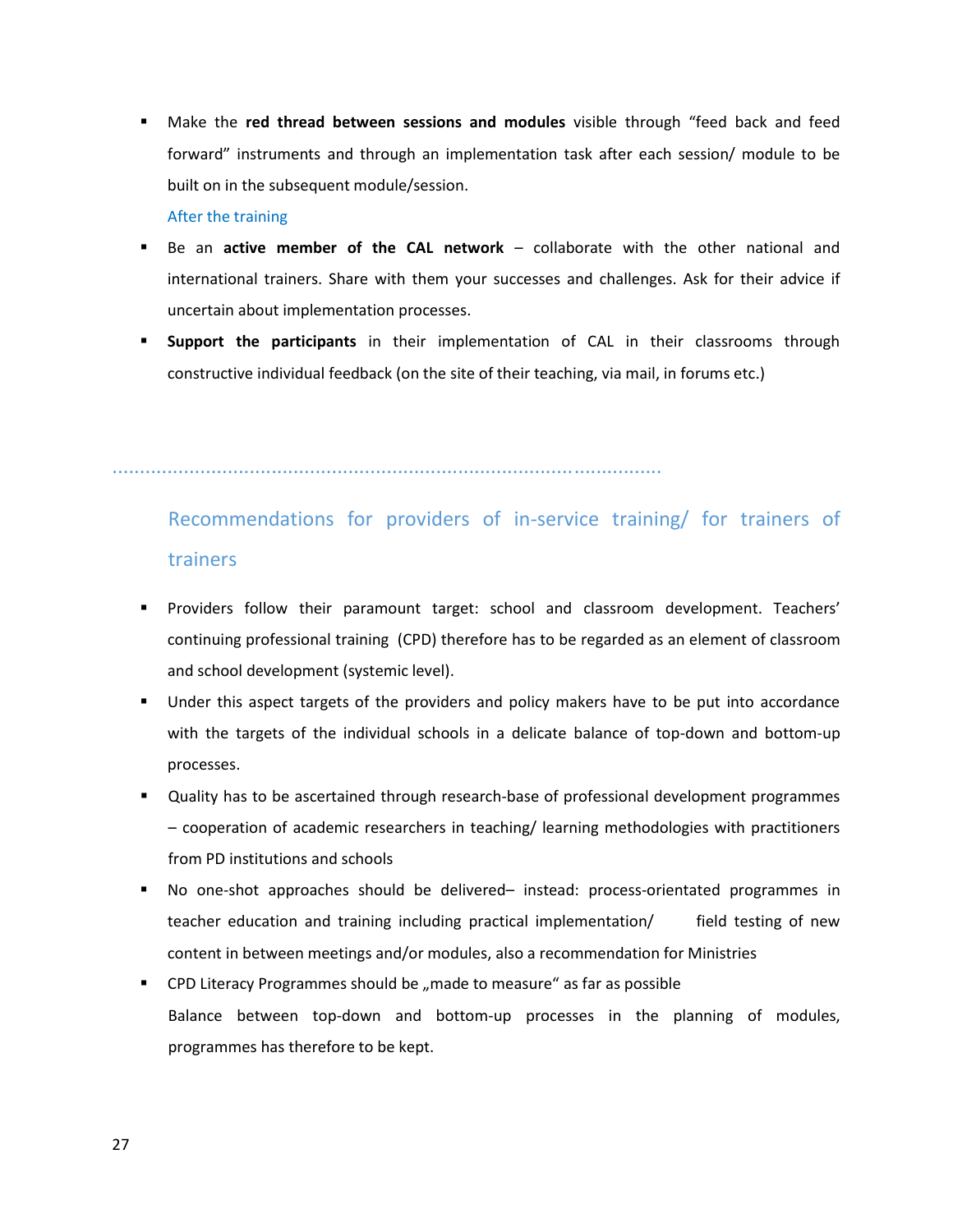- Make the **red thread between sessions and modules** visible through "feed back and feed forward" instruments and through an implementation task after each session/ module to be built on in the subsequent module/session.

  After the training

- Be an **active member of the CAL network** – collaborate with the other national and international trainers. Share with them your successes and challenges. Ask for their advice if uncertain about implementation processes.
- **Support the participants** in their implementation of CAL in their classrooms through constructive individual feedback (on the site of their teaching, via mail, in forums etc.)

---

## Recommendations for providers of in-service training/ for trainers of trainers

- Providers follow their paramount target: school and classroom development. Teachers' continuing professional training (CPD) therefore has to be regarded as an element of classroom and school development (systemic level).
- Under this aspect targets of the providers and policy makers have to be put into accordance with the targets of the individual schools in a delicate balance of top-down and bottom-up processes.
- Quality has to be ascertained through research-base of professional development programmes – cooperation of academic researchers in teaching/ learning methodologies with practitioners from PD institutions and schools
- No one-shot approaches should be delivered– instead: process-orientated programmes in teacher education and training including practical implementation/ field testing of new content in between meetings and/or modules, also a recommendation for Ministries
- CPD Literacy Programmes should be „made to measure" as far as possible

  Balance between top-down and bottom-up processes in the planning of modules, programmes has therefore to be kept.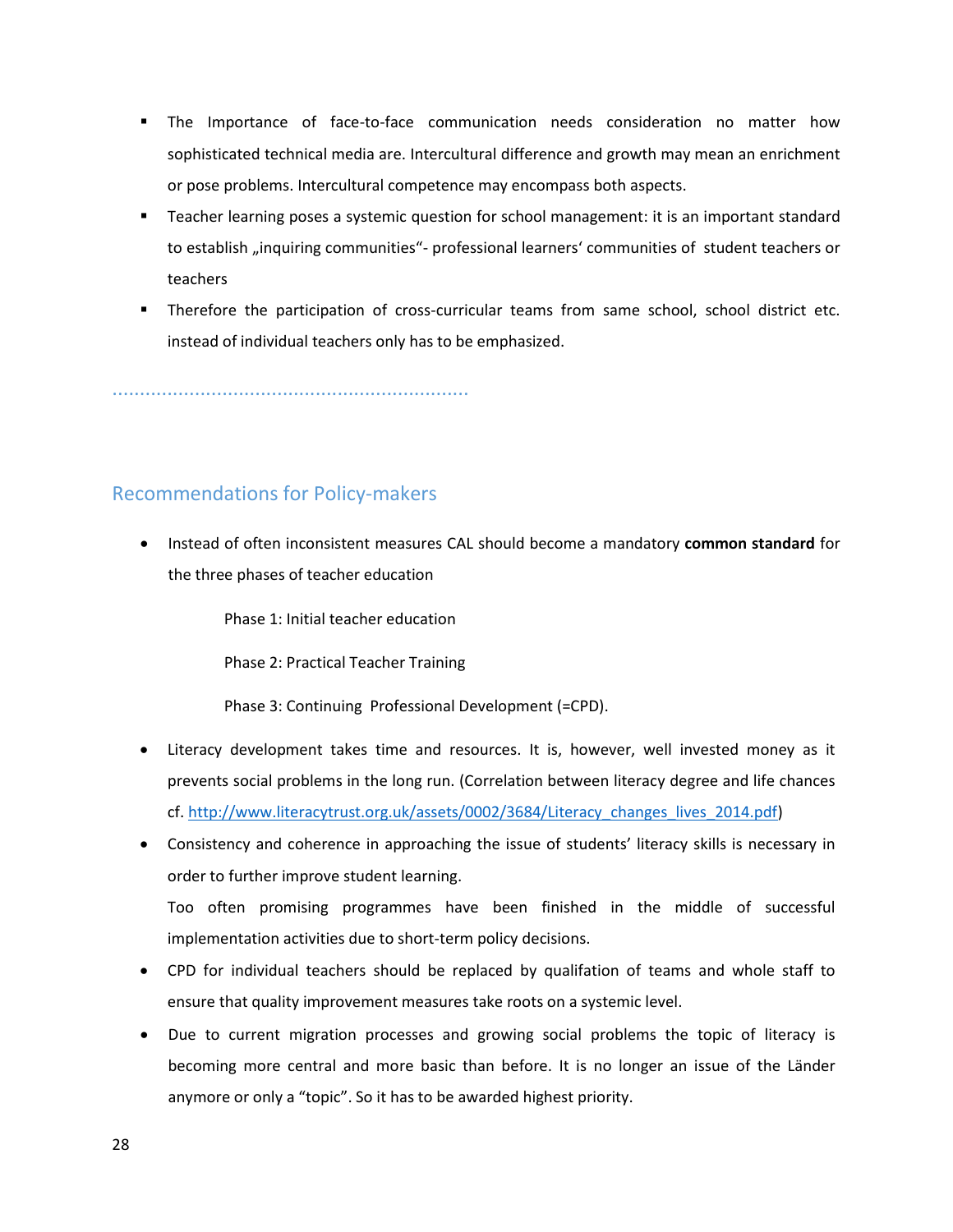- The Importance of face-to-face communication needs consideration no matter how sophisticated technical media are. Intercultural difference and growth may mean an enrichment or pose problems. Intercultural competence may encompass both aspects.
- Teacher learning poses a systemic question for school management: it is an important standard to establish „inquiring communities"- professional learners' communities of student teachers or teachers
- Therefore the participation of cross-curricular teams from same school, school district etc. instead of individual teachers only has to be emphasized.

.................................................................

## Recommendations for Policy-makers

- Instead of often inconsistent measures CAL should become a mandatory **common standard** for the three phases of teacher education

  Phase 1: Initial teacher education

  Phase 2: Practical Teacher Training

  Phase 3: Continuing Professional Development (=CPD).

- Literacy development takes time and resources. It is, however, well invested money as it prevents social problems in the long run. (Correlation between literacy degree and life chances cf. [http://www.literacytrust.org.uk/assets/0002/3684/Literacy_changes_lives_2014.pdf](http://www.literacytrust.org.uk/assets/0002/3684/Literacy_changes_lives_2014.pdf))
- Consistency and coherence in approaching the issue of students' literacy skills is necessary in order to further improve student learning.
  Too often promising programmes have been finished in the middle of successful implementation activities due to short-term policy decisions.
- CPD for individual teachers should be replaced by qualifation of teams and whole staff to ensure that quality improvement measures take roots on a systemic level.
- Due to current migration processes and growing social problems the topic of literacy is becoming more central and more basic than before. It is no longer an issue of the Länder anymore or only a "topic". So it has to be awarded highest priority.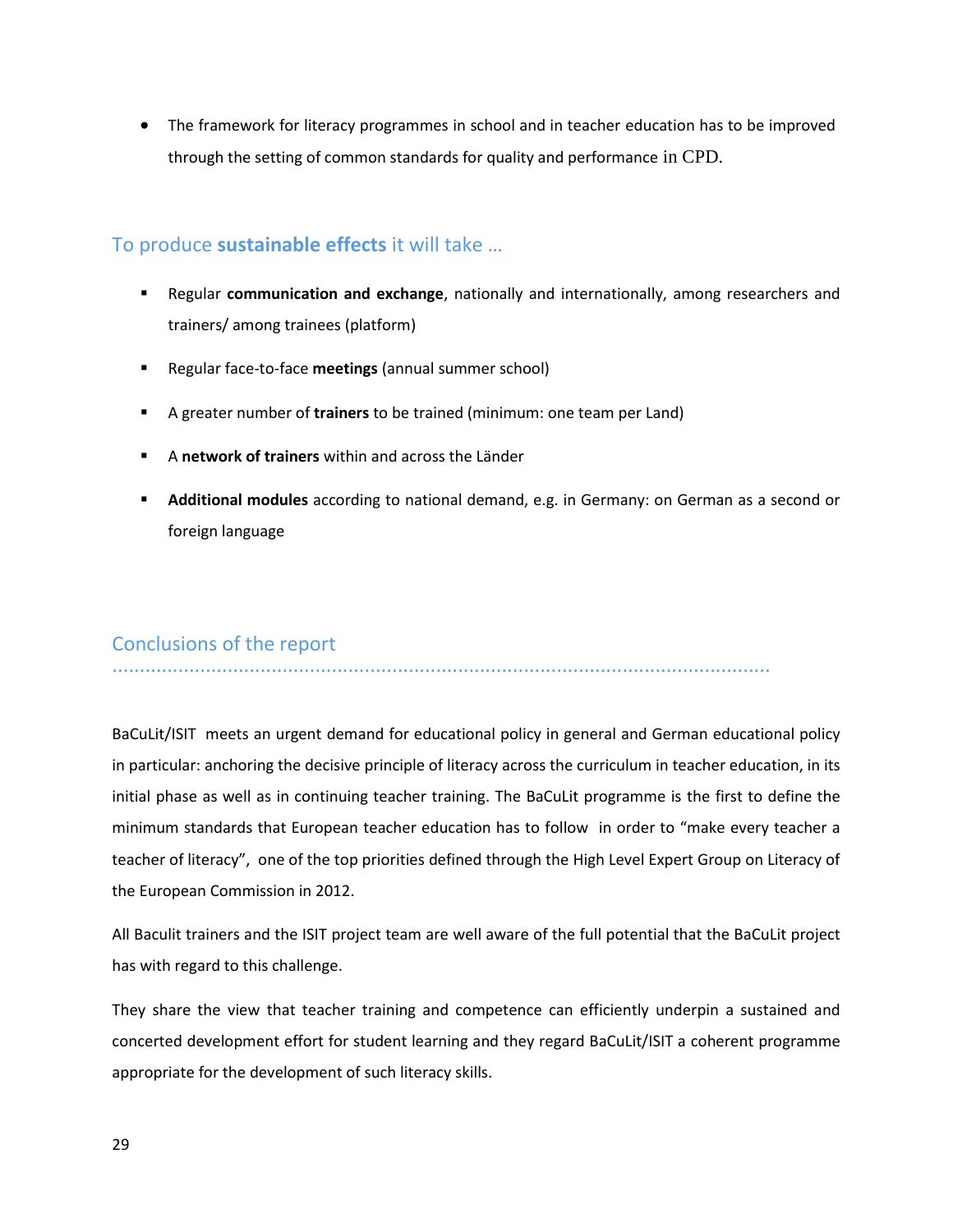- The framework for literacy programmes in school and in teacher education has to be improved through the setting of common standards for quality and performance in CPD.

## To produce **sustainable effects** it will take …

- Regular **communication and exchange**, nationally and internationally, among researchers and trainers/ among trainees (platform)
- Regular face-to-face **meetings** (annual summer school)
- A greater number of **trainers** to be trained (minimum: one team per Land)
- A **network of trainers** within and across the Länder
- **Additional modules** according to national demand, e.g. in Germany: on German as a second or foreign language

## Conclusions of the report

BaCuLit/ISIT meets an urgent demand for educational policy in general and German educational policy in particular: anchoring the decisive principle of literacy across the curriculum in teacher education, in its initial phase as well as in continuing teacher training. The BaCuLit programme is the first to define the minimum standards that European teacher education has to follow in order to "make every teacher a teacher of literacy", one of the top priorities defined through the High Level Expert Group on Literacy of the European Commission in 2012.

All Baculit trainers and the ISIT project team are well aware of the full potential that the BaCuLit project has with regard to this challenge.

They share the view that teacher training and competence can efficiently underpin a sustained and concerted development effort for student learning and they regard BaCuLit/ISIT a coherent programme appropriate for the development of such literacy skills.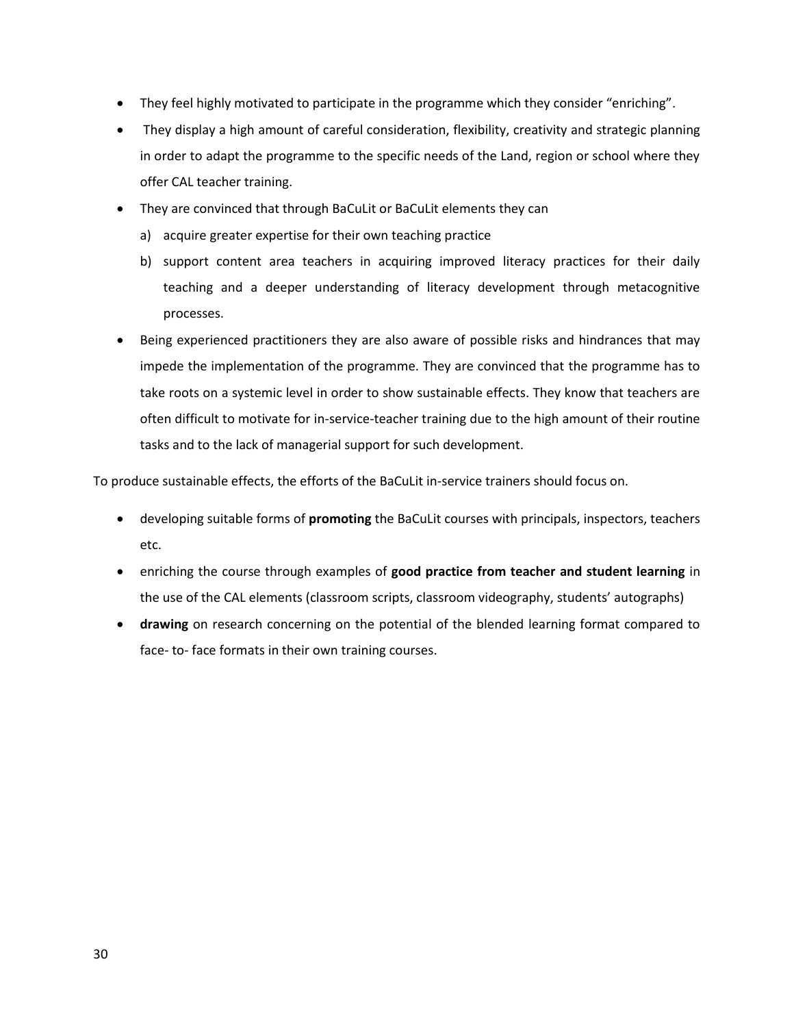- They feel highly motivated to participate in the programme which they consider "enriching".
- They display a high amount of careful consideration, flexibility, creativity and strategic planning in order to adapt the programme to the specific needs of the Land, region or school where they offer CAL teacher training.
- They are convinced that through BaCuLit or BaCuLit elements they can
  a) acquire greater expertise for their own teaching practice
  b) support content area teachers in acquiring improved literacy practices for their daily teaching and a deeper understanding of literacy development through metacognitive processes.
- Being experienced practitioners they are also aware of possible risks and hindrances that may impede the implementation of the programme. They are convinced that the programme has to take roots on a systemic level in order to show sustainable effects. They know that teachers are often difficult to motivate for in-service-teacher training due to the high amount of their routine tasks and to the lack of managerial support for such development.

To produce sustainable effects, the efforts of the BaCuLit in-service trainers should focus on.

- developing suitable forms of **promoting** the BaCuLit courses with principals, inspectors, teachers etc.
- enriching the course through examples of **good practice from teacher and student learning** in the use of the CAL elements (classroom scripts, classroom videography, students' autographs)
- **drawing** on research concerning on the potential of the blended learning format compared to face- to- face formats in their own training courses.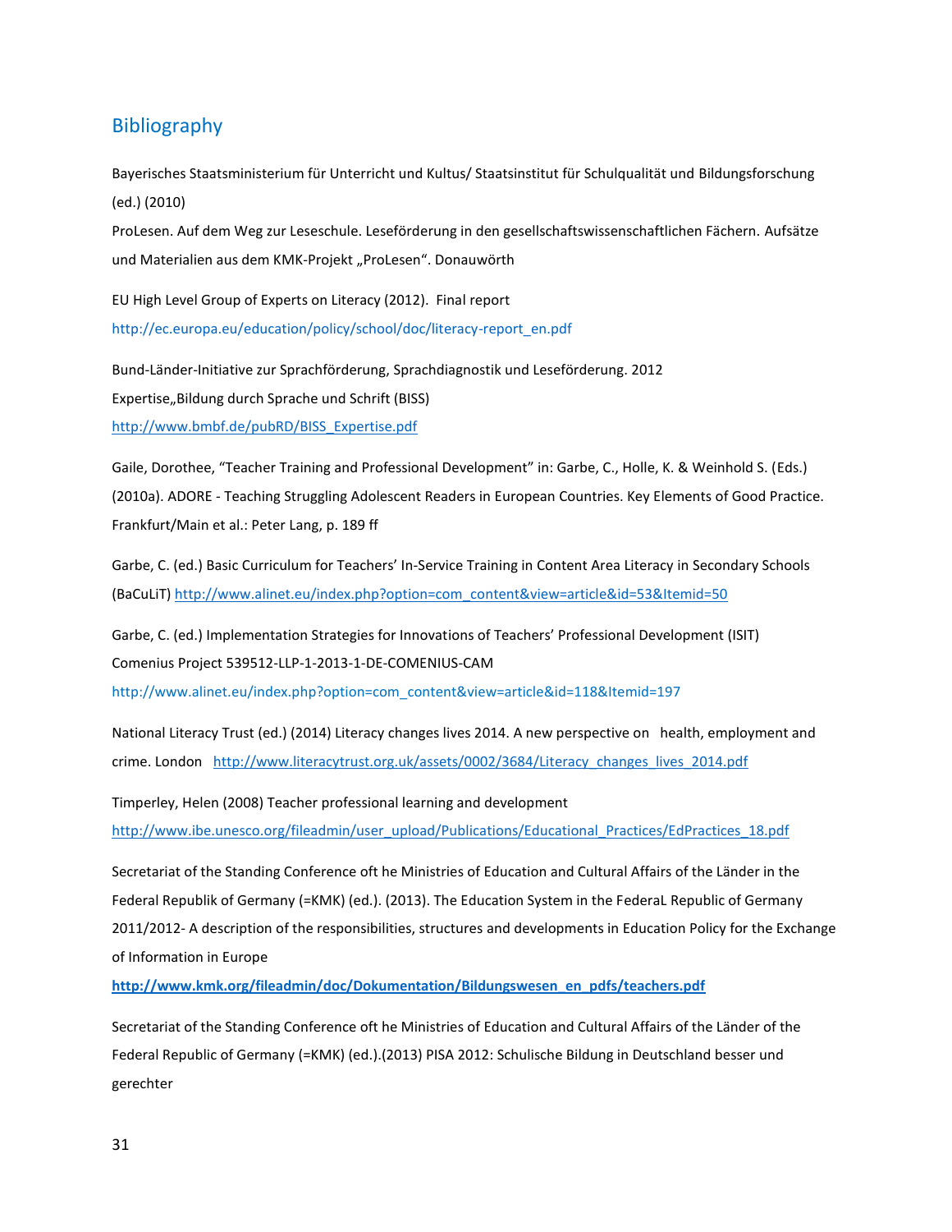## Bibliography

Bayerisches Staatsministerium für Unterricht und Kultus/ Staatsinstitut für Schulqualität und Bildungsforschung (ed.) (2010)
ProLesen. Auf dem Weg zur Leseschule. Leseförderung in den gesellschaftswissenschaftlichen Fächern. Aufsätze und Materialien aus dem KMK-Projekt „ProLesen". Donauwörth

EU High Level Group of Experts on Literacy (2012). Final report
http://ec.europa.eu/education/policy/school/doc/literacy-report_en.pdf

Bund-Länder-Initiative zur Sprachförderung, Sprachdiagnostik und Leseförderung. 2012
Expertise„Bildung durch Sprache und Schrift (BISS)
http://www.bmbf.de/pubRD/BISS_Expertise.pdf

Gaile, Dorothee, "Teacher Training and Professional Development" in: Garbe, C., Holle, K. & Weinhold S. (Eds.) (2010a). ADORE - Teaching Struggling Adolescent Readers in European Countries. Key Elements of Good Practice. Frankfurt/Main et al.: Peter Lang, p. 189 ff

Garbe, C. (ed.) Basic Curriculum for Teachers' In-Service Training in Content Area Literacy in Secondary Schools (BaCuLiT) http://www.alinet.eu/index.php?option=com_content&view=article&id=53&Itemid=50

Garbe, C. (ed.) Implementation Strategies for Innovations of Teachers' Professional Development (ISIT)
Comenius Project 539512-LLP-1-2013-1-DE-COMENIUS-CAM
http://www.alinet.eu/index.php?option=com_content&view=article&id=118&Itemid=197

National Literacy Trust (ed.) (2014) Literacy changes lives 2014. A new perspective on health, employment and crime. London http://www.literacytrust.org.uk/assets/0002/3684/Literacy_changes_lives_2014.pdf

Timperley, Helen (2008) Teacher professional learning and development
http://www.ibe.unesco.org/fileadmin/user_upload/Publications/Educational_Practices/EdPractices_18.pdf

Secretariat of the Standing Conference oft he Ministries of Education and Cultural Affairs of the Länder in the Federal Republik of Germany (=KMK) (ed.). (2013). The Education System in the FederaL Republic of Germany 2011/2012- A description of the responsibilities, structures and developments in Education Policy for the Exchange of Information in Europe
**http://www.kmk.org/fileadmin/doc/Dokumentation/Bildungswesen_en_pdfs/teachers.pdf**

Secretariat of the Standing Conference oft he Ministries of Education and Cultural Affairs of the Länder of the Federal Republic of Germany (=KMK) (ed.).(2013) PISA 2012: Schulische Bildung in Deutschland besser und gerechter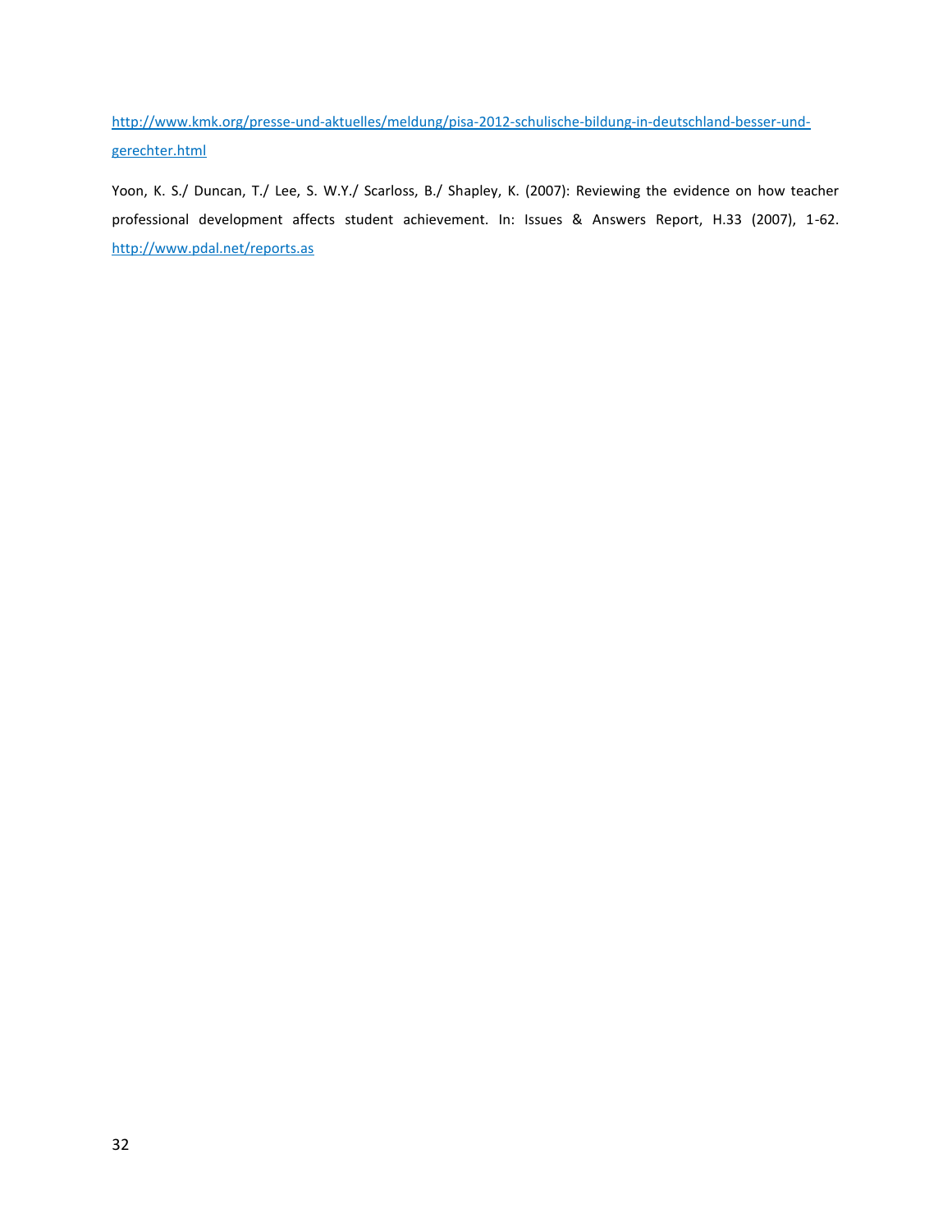http://www.kmk.org/presse-und-aktuelles/meldung/pisa-2012-schulische-bildung-in-deutschland-besser-und-gerechter.html

Yoon, K. S./ Duncan, T./ Lee, S. W.Y./ Scarloss, B./ Shapley, K. (2007): Reviewing the evidence on how teacher professional development affects student achievement. In: Issues & Answers Report, H.33 (2007), 1-62. http://www.pdal.net/reports.as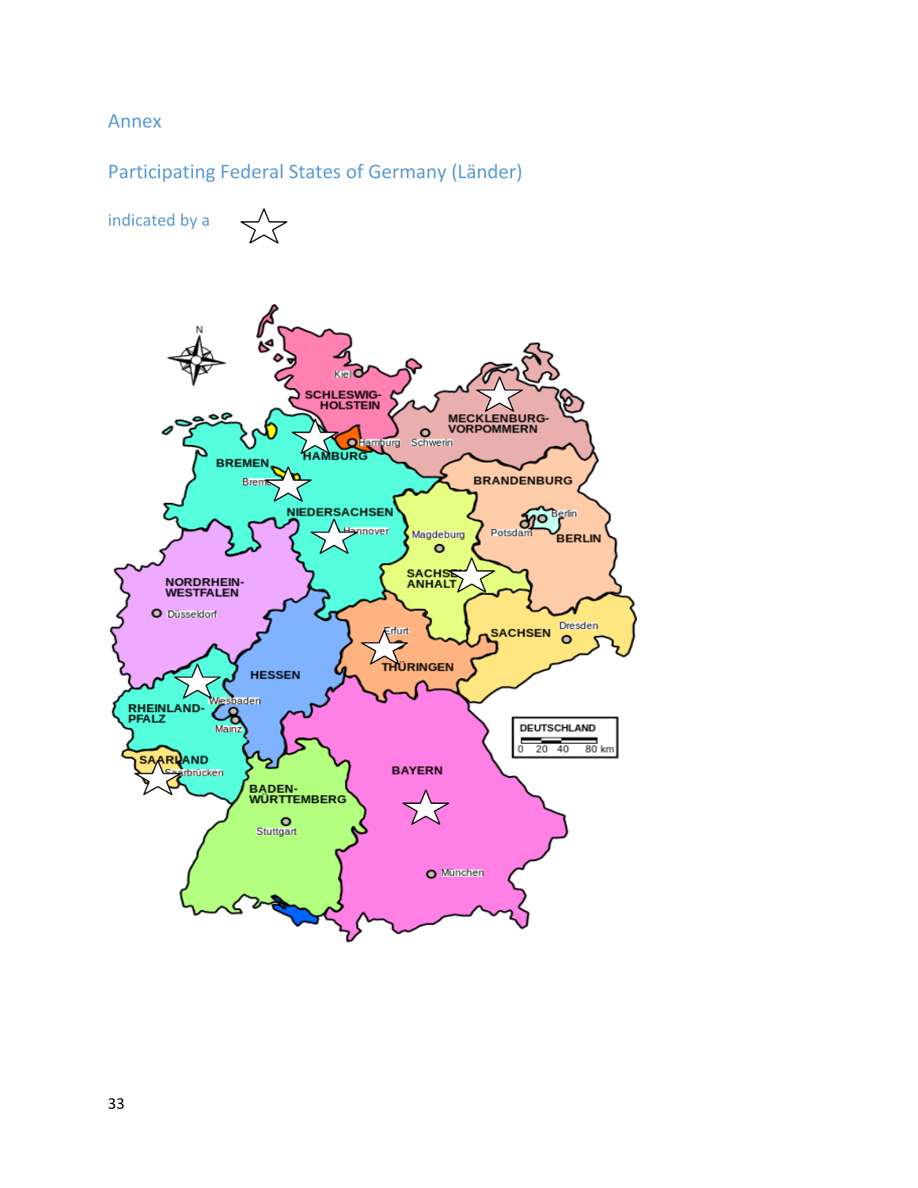# Annex

## Participating Federal States of Germany (Länder)

indicated by a ☆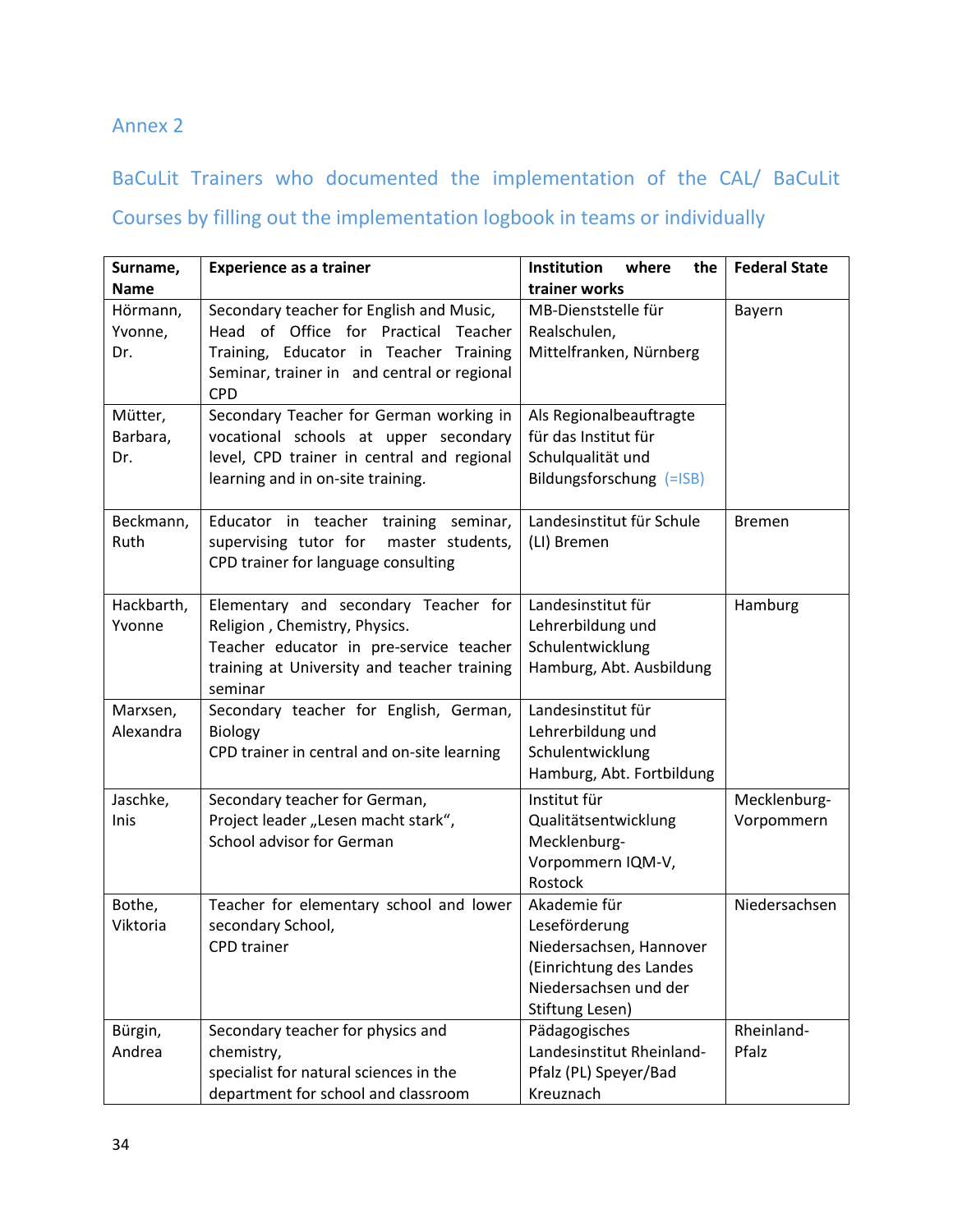## Annex 2

## BaCuLit Trainers who documented the implementation of the CAL/ BaCuLit Courses by filling out the implementation logbook in teams or individually

| Surname, Name | Experience as a trainer | Institution where the trainer works | Federal State |
|---|---|---|---|
| Hörmann, Yvonne, Dr. | Secondary teacher for English and Music, Head of Office for Practical Teacher Training, Educator in Teacher Training Seminar, trainer in and central or regional CPD | MB-Dienststelle für Realschulen, Mittelfranken, Nürnberg | Bayern |
| Mütter, Barbara, Dr. | Secondary Teacher for German working in vocational schools at upper secondary level, CPD trainer in central and regional learning and in on-site training. | Als Regionalbeauftragte für das Institut für Schulqualität und Bildungsforschung (=ISB) | |
| Beckmann, Ruth | Educator in teacher training seminar, supervising tutor for master students, CPD trainer for language consulting | Landesinstitut für Schule (LI) Bremen | Bremen |
| Hackbarth, Yvonne | Elementary and secondary Teacher for Religion , Chemistry, Physics.<br>Teacher educator in pre-service teacher training at University and teacher training seminar | Landesinstitut für Lehrerbildung und Schulentwicklung Hamburg, Abt. Ausbildung | Hamburg |
| Marxsen, Alexandra | Secondary teacher for English, German, Biology<br>CPD trainer in central and on-site learning | Landesinstitut für Lehrerbildung und Schulentwicklung Hamburg, Abt. Fortbildung | |
| Jaschke, Inis | Secondary teacher for German,<br>Project leader „Lesen macht stark“,<br>School advisor for German | Institut für Qualitätsentwicklung Mecklenburg-Vorpommern IQM-V, Rostock | Mecklenburg-Vorpommern |
| Bothe, Viktoria | Teacher for elementary school and lower secondary School,<br>CPD trainer | Akademie für Leseförderung Niedersachsen, Hannover (Einrichtung des Landes Niedersachsen und der Stiftung Lesen) | Niedersachsen |
| Bürgin, Andrea | Secondary teacher for physics and chemistry,<br>specialist for natural sciences in the department for school and classroom | Pädagogisches Landesinstitut Rheinland-Pfalz (PL) Speyer/Bad Kreuznach | Rheinland-Pfalz |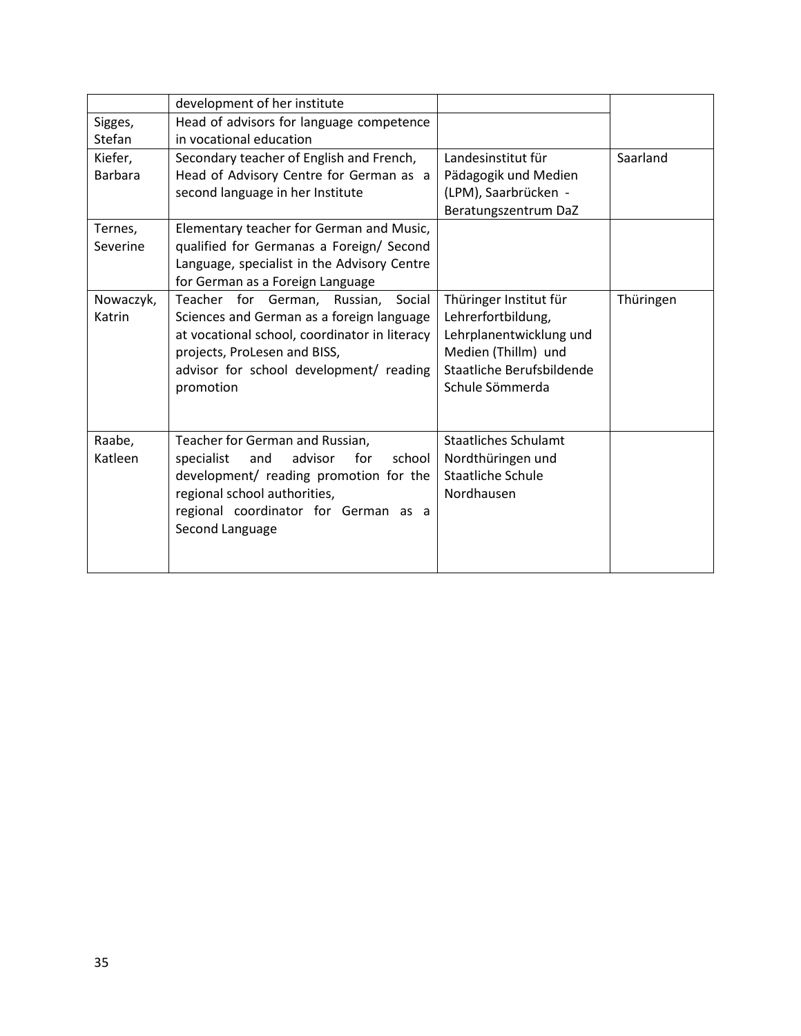| | | | |
|---|---|---|---|
| | development of her institute | | |
| Sigges, Stefan | Head of advisors for language competence in vocational education | | |
| Kiefer, Barbara | Secondary teacher of English and French, Head of Advisory Centre for German as a second language in her Institute | Landesinstitut für Pädagogik und Medien (LPM), Saarbrücken - Beratungszentrum DaZ | Saarland |
| Ternes, Severine | Elementary teacher for German and Music, qualified for Germanas a Foreign/ Second Language, specialist in the Advisory Centre for German as a Foreign Language | | |
| Nowaczyk, Katrin | Teacher for German, Russian, Social Sciences and German as a foreign language at vocational school, coordinator in literacy projects, ProLesen and BISS, advisor for school development/ reading promotion | Thüringer Institut für Lehrerfortbildung, Lehrplanentwicklung und Medien (Thillm) und Staatliche Berufsbildende Schule Sömmerda | Thüringen |
| Raabe, Katleen | Teacher for German and Russian, specialist and advisor for school development/ reading promotion for the regional school authorities, regional coordinator for German as a Second Language | Staatliches Schulamt Nordthüringen und Staatliche Schule Nordhausen | |